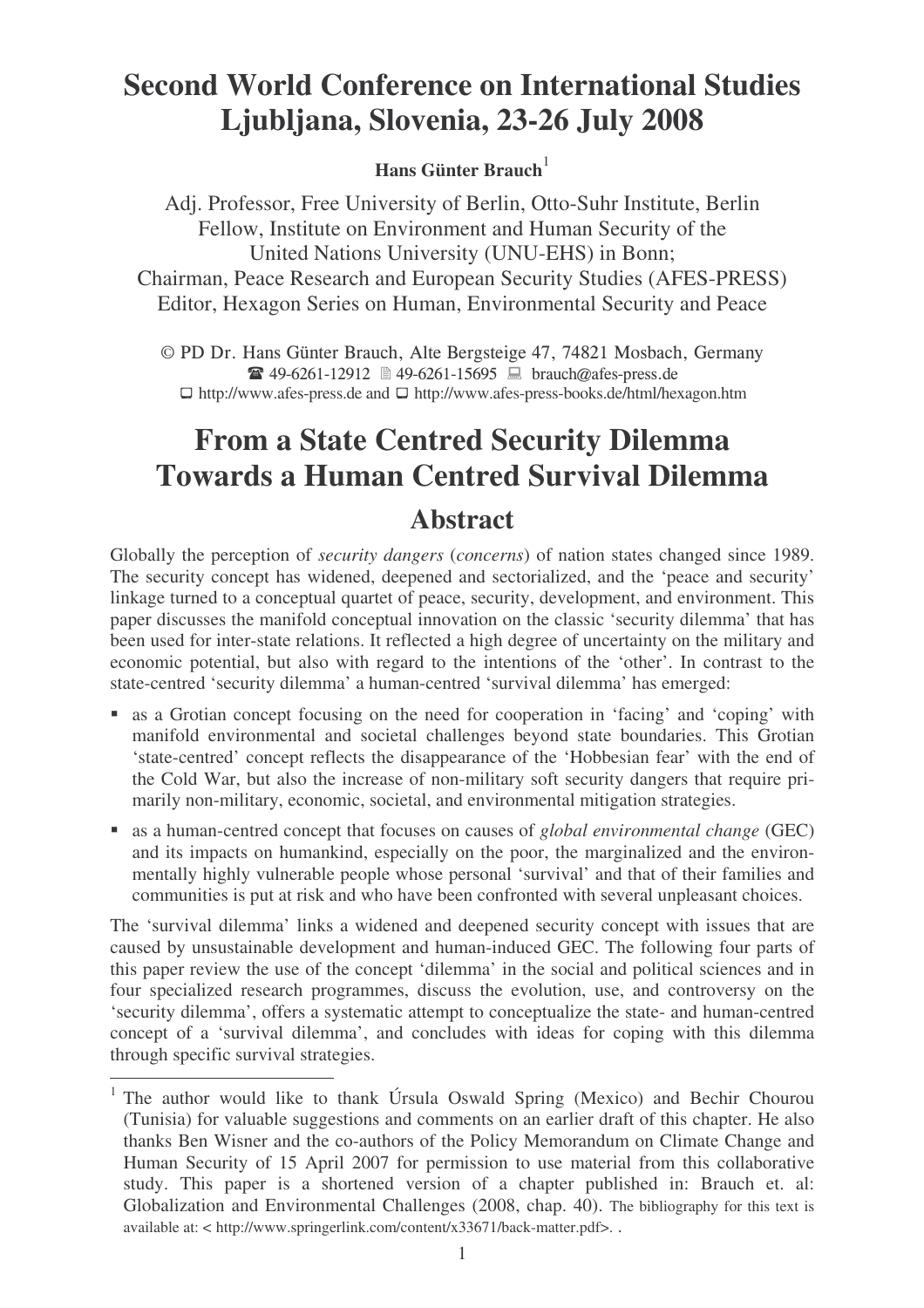# Second World Conference on International Studies Ljubljana, Slovenia, 23-26 July 2008

**Hans Günter Brauch**[1]

Adj. Professor, Free University of Berlin, Otto-Suhr Institute, Berlin
Fellow, Institute on Environment and Human Security of the United Nations University (UNU-EHS) in Bonn;
Chairman, Peace Research and European Security Studies (AFES-PRESS)
Editor, Hexagon Series on Human, Environmental Security and Peace

© PD Dr. Hans Günter Brauch, Alte Bergsteige 47, 74821 Mosbach, Germany
☎ 49-6261-12912 🖹 49-6261-15695 💻 brauch@afes-press.de
❑ http://www.afes-press.de and ❑ http://www.afes-press-books.de/html/hexagon.htm

# From a State Centred Security Dilemma Towards a Human Centred Survival Dilemma

## Abstract

Globally the perception of *security dangers* (*concerns*) of nation states changed since 1989. The security concept has widened, deepened and sectorialized, and the 'peace and security' linkage turned to a conceptual quartet of peace, security, development, and environment. This paper discusses the manifold conceptual innovation on the classic 'security dilemma' that has been used for inter-state relations. It reflected a high degree of uncertainty on the military and economic potential, but also with regard to the intentions of the 'other'. In contrast to the state-centred 'security dilemma' a human-centred 'survival dilemma' has emerged:

- as a Grotian concept focusing on the need for cooperation in 'facing' and 'coping' with manifold environmental and societal challenges beyond state boundaries. This Grotian 'state-centred' concept reflects the disappearance of the 'Hobbesian fear' with the end of the Cold War, but also the increase of non-military soft security dangers that require primarily non-military, economic, societal, and environmental mitigation strategies.
- as a human-centred concept that focuses on causes of *global environmental change* (GEC) and its impacts on humankind, especially on the poor, the marginalized and the environmentally highly vulnerable people whose personal 'survival' and that of their families and communities is put at risk and who have been confronted with several unpleasant choices.

The 'survival dilemma' links a widened and deepened security concept with issues that are caused by unsustainable development and human-induced GEC. The following four parts of this paper review the use of the concept 'dilemma' in the social and political sciences and in four specialized research programmes, discuss the evolution, use, and controversy on the 'security dilemma', offers a systematic attempt to conceptualize the state- and human-centred concept of a 'survival dilemma', and concludes with ideas for coping with this dilemma through specific survival strategies.

---

[1] The author would like to thank Úrsula Oswald Spring (Mexico) and Bechir Chourou (Tunisia) for valuable suggestions and comments on an earlier draft of this chapter. He also thanks Ben Wisner and the co-authors of the Policy Memorandum on Climate Change and Human Security of 15 April 2007 for permission to use material from this collaborative study. This paper is a shortened version of a chapter published in: Brauch et. al: Globalization and Environmental Challenges (2008, chap. 40). The bibliography for this text is available at: < http://www.springerlink.com/content/x33671/back-matter.pdf>. .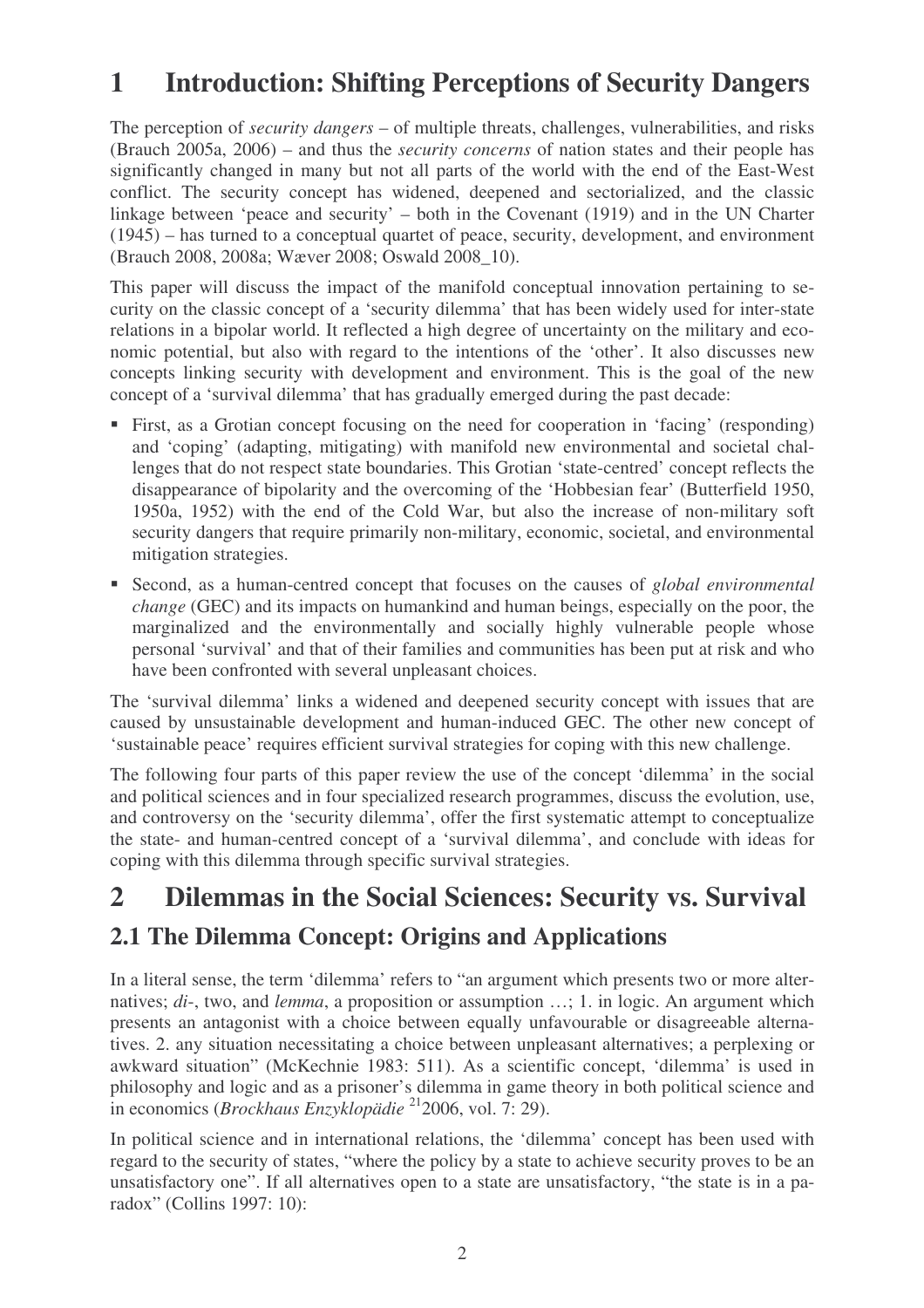# 1 Introduction: Shifting Perceptions of Security Dangers

The perception of *security dangers* – of multiple threats, challenges, vulnerabilities, and risks (Brauch 2005a, 2006) – and thus the *security concerns* of nation states and their people has significantly changed in many but not all parts of the world with the end of the East-West conflict. The security concept has widened, deepened and sectorialized, and the classic linkage between 'peace and security' – both in the Covenant (1919) and in the UN Charter (1945) – has turned to a conceptual quartet of peace, security, development, and environment (Brauch 2008, 2008a; Wæver 2008; Oswald 2008_10).

This paper will discuss the impact of the manifold conceptual innovation pertaining to security on the classic concept of a 'security dilemma' that has been widely used for inter-state relations in a bipolar world. It reflected a high degree of uncertainty on the military and economic potential, but also with regard to the intentions of the 'other'. It also discusses new concepts linking security with development and environment. This is the goal of the new concept of a 'survival dilemma' that has gradually emerged during the past decade:

- First, as a Grotian concept focusing on the need for cooperation in 'facing' (responding) and 'coping' (adapting, mitigating) with manifold new environmental and societal challenges that do not respect state boundaries. This Grotian 'state-centred' concept reflects the disappearance of bipolarity and the overcoming of the 'Hobbesian fear' (Butterfield 1950, 1950a, 1952) with the end of the Cold War, but also the increase of non-military soft security dangers that require primarily non-military, economic, societal, and environmental mitigation strategies.
- Second, as a human-centred concept that focuses on the causes of *global environmental change* (GEC) and its impacts on humankind and human beings, especially on the poor, the marginalized and the environmentally and socially highly vulnerable people whose personal 'survival' and that of their families and communities has been put at risk and who have been confronted with several unpleasant choices.

The 'survival dilemma' links a widened and deepened security concept with issues that are caused by unsustainable development and human-induced GEC. The other new concept of 'sustainable peace' requires efficient survival strategies for coping with this new challenge.

The following four parts of this paper review the use of the concept 'dilemma' in the social and political sciences and in four specialized research programmes, discuss the evolution, use, and controversy on the 'security dilemma', offer the first systematic attempt to conceptualize the state- and human-centred concept of a 'survival dilemma', and conclude with ideas for coping with this dilemma through specific survival strategies.

# 2 Dilemmas in the Social Sciences: Security vs. Survival

## 2.1 The Dilemma Concept: Origins and Applications

In a literal sense, the term 'dilemma' refers to "an argument which presents two or more alternatives; *di-*, two, and *lemma*, a proposition or assumption …; 1. in logic. An argument which presents an antagonist with a choice between equally unfavourable or disagreeable alternatives. 2. any situation necessitating a choice between unpleasant alternatives; a perplexing or awkward situation" (McKechnie 1983: 511). As a scientific concept, 'dilemma' is used in philosophy and logic and as a prisoner's dilemma in game theory in both political science and in economics (*Brockhaus Enzyklopädie* [21]2006, vol. 7: 29).

In political science and in international relations, the 'dilemma' concept has been used with regard to the security of states, "where the policy by a state to achieve security proves to be an unsatisfactory one". If all alternatives open to a state are unsatisfactory, "the state is in a paradox" (Collins 1997: 10):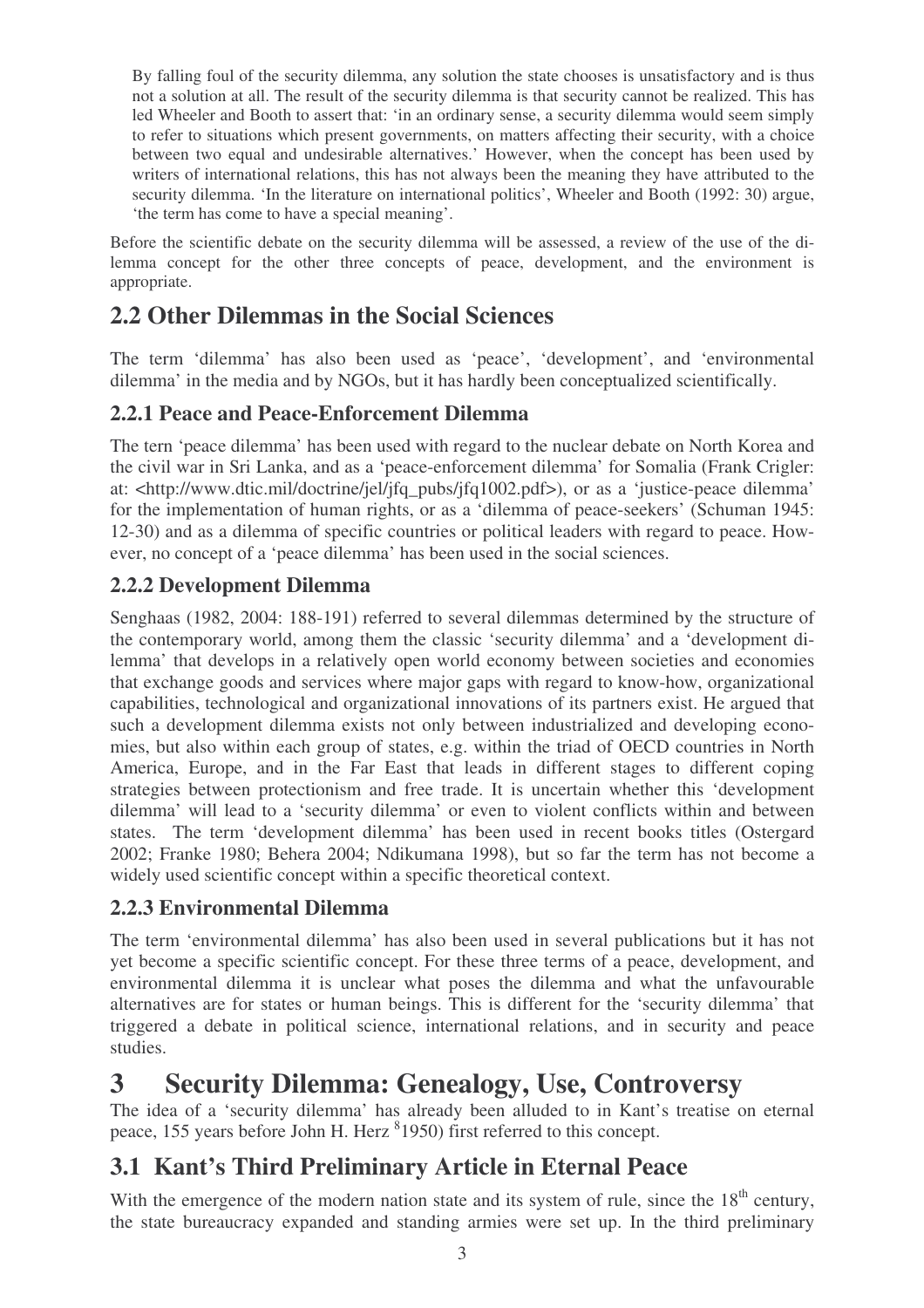By falling foul of the security dilemma, any solution the state chooses is unsatisfactory and is thus not a solution at all. The result of the security dilemma is that security cannot be realized. This has led Wheeler and Booth to assert that: 'in an ordinary sense, a security dilemma would seem simply to refer to situations which present governments, on matters affecting their security, with a choice between two equal and undesirable alternatives.' However, when the concept has been used by writers of international relations, this has not always been the meaning they have attributed to the security dilemma. 'In the literature on international politics', Wheeler and Booth (1992: 30) argue, 'the term has come to have a special meaning'.

Before the scientific debate on the security dilemma will be assessed, a review of the use of the dilemma concept for the other three concepts of peace, development, and the environment is appropriate.

## 2.2 Other Dilemmas in the Social Sciences

The term 'dilemma' has also been used as 'peace', 'development', and 'environmental dilemma' in the media and by NGOs, but it has hardly been conceptualized scientifically.

### 2.2.1 Peace and Peace-Enforcement Dilemma

The tern 'peace dilemma' has been used with regard to the nuclear debate on North Korea and the civil war in Sri Lanka, and as a 'peace-enforcement dilemma' for Somalia (Frank Crigler: at: <http://www.dtic.mil/doctrine/jel/jfq_pubs/jfq1002.pdf>), or as a 'justice-peace dilemma' for the implementation of human rights, or as a 'dilemma of peace-seekers' (Schuman 1945: 12-30) and as a dilemma of specific countries or political leaders with regard to peace. However, no concept of a 'peace dilemma' has been used in the social sciences.

### 2.2.2 Development Dilemma

Senghaas (1982, 2004: 188-191) referred to several dilemmas determined by the structure of the contemporary world, among them the classic 'security dilemma' and a 'development dilemma' that develops in a relatively open world economy between societies and economies that exchange goods and services where major gaps with regard to know-how, organizational capabilities, technological and organizational innovations of its partners exist. He argued that such a development dilemma exists not only between industrialized and developing economies, but also within each group of states, e.g. within the triad of OECD countries in North America, Europe, and in the Far East that leads in different stages to different coping strategies between protectionism and free trade. It is uncertain whether this 'development dilemma' will lead to a 'security dilemma' or even to violent conflicts within and between states. The term 'development dilemma' has been used in recent books titles (Ostergard 2002; Franke 1980; Behera 2004; Ndikumana 1998), but so far the term has not become a widely used scientific concept within a specific theoretical context.

### 2.2.3 Environmental Dilemma

The term 'environmental dilemma' has also been used in several publications but it has not yet become a specific scientific concept. For these three terms of a peace, development, and environmental dilemma it is unclear what poses the dilemma and what the unfavourable alternatives are for states or human beings. This is different for the 'security dilemma' that triggered a debate in political science, international relations, and in security and peace studies.

# 3 Security Dilemma: Genealogy, Use, Controversy

The idea of a 'security dilemma' has already been alluded to in Kant's treatise on eternal peace, 155 years before John H. Herz [8]1950) first referred to this concept.

## 3.1 Kant's Third Preliminary Article in Eternal Peace

With the emergence of the modern nation state and its system of rule, since the 18th century, the state bureaucracy expanded and standing armies were set up. In the third preliminary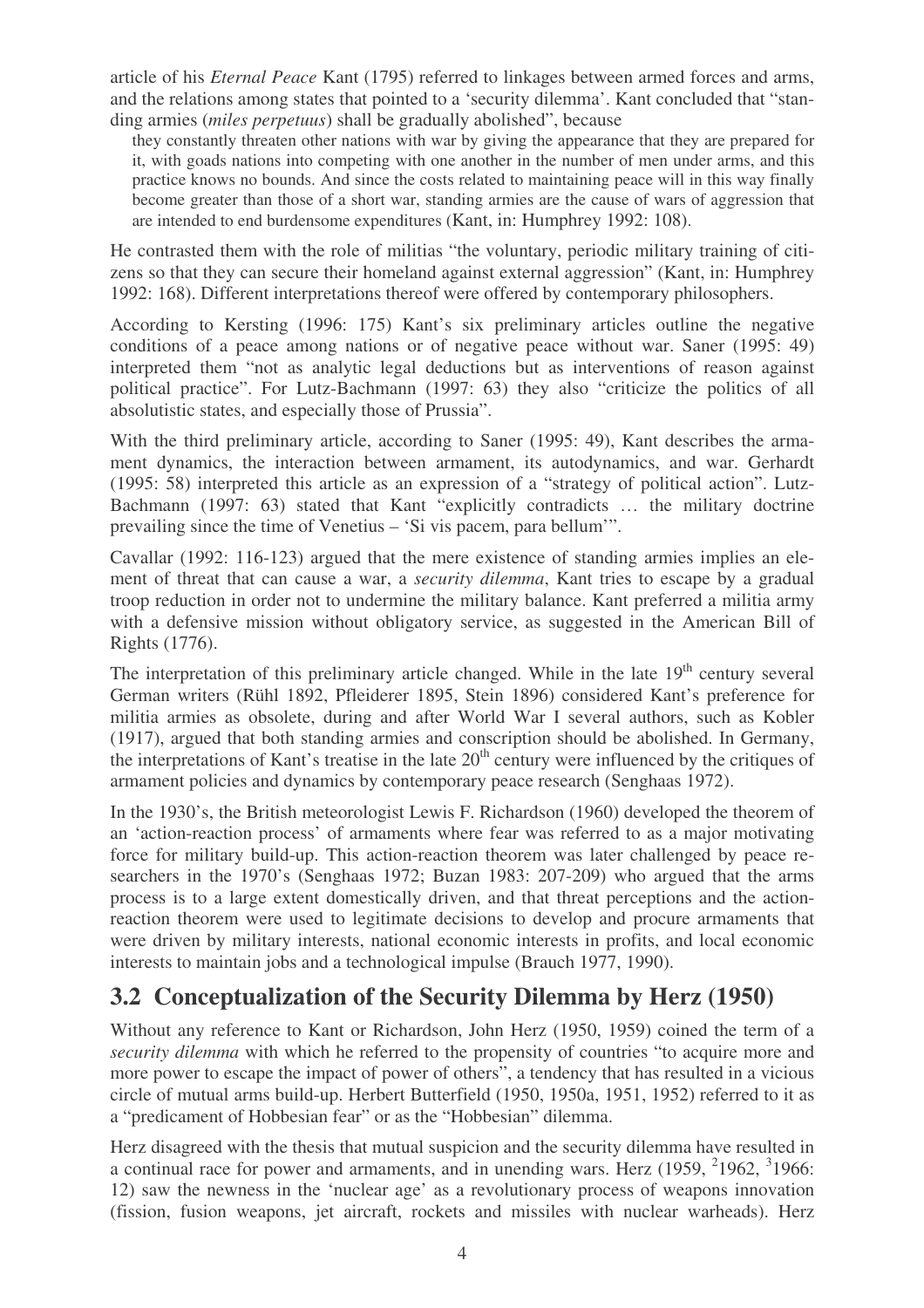article of his *Eternal Peace* Kant (1795) referred to linkages between armed forces and arms, and the relations among states that pointed to a 'security dilemma'. Kant concluded that "standing armies (*miles perpetuus*) shall be gradually abolished", because

> they constantly threaten other nations with war by giving the appearance that they are prepared for it, with goads nations into competing with one another in the number of men under arms, and this practice knows no bounds. And since the costs related to maintaining peace will in this way finally become greater than those of a short war, standing armies are the cause of wars of aggression that are intended to end burdensome expenditures (Kant, in: Humphrey 1992: 108).

He contrasted them with the role of militias "the voluntary, periodic military training of citizens so that they can secure their homeland against external aggression" (Kant, in: Humphrey 1992: 168). Different interpretations thereof were offered by contemporary philosophers.

According to Kersting (1996: 175) Kant's six preliminary articles outline the negative conditions of a peace among nations or of negative peace without war. Saner (1995: 49) interpreted them "not as analytic legal deductions but as interventions of reason against political practice". For Lutz-Bachmann (1997: 63) they also "criticize the politics of all absolutistic states, and especially those of Prussia".

With the third preliminary article, according to Saner (1995: 49), Kant describes the armament dynamics, the interaction between armament, its autodynamics, and war. Gerhardt (1995: 58) interpreted this article as an expression of a "strategy of political action". Lutz-Bachmann (1997: 63) stated that Kant "explicitly contradicts … the military doctrine prevailing since the time of Venetius – 'Si vis pacem, para bellum'".

Cavallar (1992: 116-123) argued that the mere existence of standing armies implies an element of threat that can cause a war, a *security dilemma*, Kant tries to escape by a gradual troop reduction in order not to undermine the military balance. Kant preferred a militia army with a defensive mission without obligatory service, as suggested in the American Bill of Rights (1776).

The interpretation of this preliminary article changed. While in the late 19th century several German writers (Rühl 1892, Pfleiderer 1895, Stein 1896) considered Kant's preference for militia armies as obsolete, during and after World War I several authors, such as Kobler (1917), argued that both standing armies and conscription should be abolished. In Germany, the interpretations of Kant's treatise in the late 20th century were influenced by the critiques of armament policies and dynamics by contemporary peace research (Senghaas 1972).

In the 1930's, the British meteorologist Lewis F. Richardson (1960) developed the theorem of an 'action-reaction process' of armaments where fear was referred to as a major motivating force for military build-up. This action-reaction theorem was later challenged by peace researchers in the 1970's (Senghaas 1972; Buzan 1983: 207-209) who argued that the arms process is to a large extent domestically driven, and that threat perceptions and the action-reaction theorem were used to legitimate decisions to develop and procure armaments that were driven by military interests, national economic interests in profits, and local economic interests to maintain jobs and a technological impulse (Brauch 1977, 1990).

## 3.2 Conceptualization of the Security Dilemma by Herz (1950)

Without any reference to Kant or Richardson, John Herz (1950, 1959) coined the term of a *security dilemma* with which he referred to the propensity of countries "to acquire more and more power to escape the impact of power of others", a tendency that has resulted in a vicious circle of mutual arms build-up. Herbert Butterfield (1950, 1950a, 1951, 1952) referred to it as a "predicament of Hobbesian fear" or as the "Hobbesian" dilemma.

Herz disagreed with the thesis that mutual suspicion and the security dilemma have resulted in a continual race for power and armaments, and in unending wars. Herz (1959, [2]1962, [3]1966: 12) saw the newness in the 'nuclear age' as a revolutionary process of weapons innovation (fission, fusion weapons, jet aircraft, rockets and missiles with nuclear warheads). Herz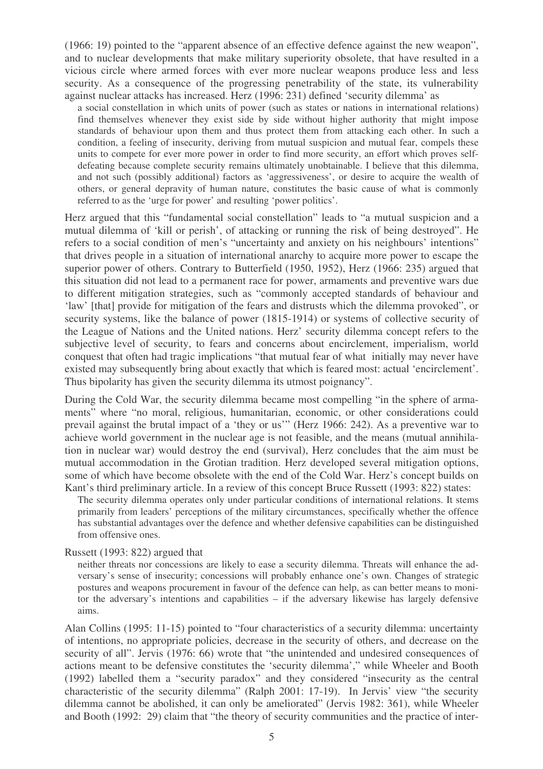(1966: 19) pointed to the "apparent absence of an effective defence against the new weapon", and to nuclear developments that make military superiority obsolete, that have resulted in a vicious circle where armed forces with ever more nuclear weapons produce less and less security. As a consequence of the progressing penetrability of the state, its vulnerability against nuclear attacks has increased. Herz (1996: 231) defined 'security dilemma' as

> a social constellation in which units of power (such as states or nations in international relations) find themselves whenever they exist side by side without higher authority that might impose standards of behaviour upon them and thus protect them from attacking each other. In such a condition, a feeling of insecurity, deriving from mutual suspicion and mutual fear, compels these units to compete for ever more power in order to find more security, an effort which proves self-defeating because complete security remains ultimately unobtainable. I believe that this dilemma, and not such (possibly additional) factors as 'aggressiveness', or desire to acquire the wealth of others, or general depravity of human nature, constitutes the basic cause of what is commonly referred to as the 'urge for power' and resulting 'power politics'.

Herz argued that this "fundamental social constellation" leads to "a mutual suspicion and a mutual dilemma of 'kill or perish', of attacking or running the risk of being destroyed". He refers to a social condition of men's "uncertainty and anxiety on his neighbours' intentions" that drives people in a situation of international anarchy to acquire more power to escape the superior power of others. Contrary to Butterfield (1950, 1952), Herz (1966: 235) argued that this situation did not lead to a permanent race for power, armaments and preventive wars due to different mitigation strategies, such as "commonly accepted standards of behaviour and 'law' [that] provide for mitigation of the fears and distrusts which the dilemma provoked", or security systems, like the balance of power (1815-1914) or systems of collective security of the League of Nations and the United nations. Herz' security dilemma concept refers to the subjective level of security, to fears and concerns about encirclement, imperialism, world conquest that often had tragic implications "that mutual fear of what initially may never have existed may subsequently bring about exactly that which is feared most: actual 'encirclement'. Thus bipolarity has given the security dilemma its utmost poignancy".

During the Cold War, the security dilemma became most compelling "in the sphere of armaments" where "no moral, religious, humanitarian, economic, or other considerations could prevail against the brutal impact of a 'they or us'" (Herz 1966: 242). As a preventive war to achieve world government in the nuclear age is not feasible, and the means (mutual annihilation in nuclear war) would destroy the end (survival), Herz concludes that the aim must be mutual accommodation in the Grotian tradition. Herz developed several mitigation options, some of which have become obsolete with the end of the Cold War. Herz's concept builds on Kant's third preliminary article. In a review of this concept Bruce Russett (1993: 822) states:

> The security dilemma operates only under particular conditions of international relations. It stems primarily from leaders' perceptions of the military circumstances, specifically whether the offence has substantial advantages over the defence and whether defensive capabilities can be distinguished from offensive ones.

Russett (1993: 822) argued that

> neither threats nor concessions are likely to ease a security dilemma. Threats will enhance the adversary's sense of insecurity; concessions will probably enhance one's own. Changes of strategic postures and weapons procurement in favour of the defence can help, as can better means to monitor the adversary's intentions and capabilities – if the adversary likewise has largely defensive aims.

Alan Collins (1995: 11-15) pointed to "four characteristics of a security dilemma: uncertainty of intentions, no appropriate policies, decrease in the security of others, and decrease on the security of all". Jervis (1976: 66) wrote that "the unintended and undesired consequences of actions meant to be defensive constitutes the 'security dilemma'," while Wheeler and Booth (1992) labelled them a "security paradox" and they considered "insecurity as the central characteristic of the security dilemma" (Ralph 2001: 17-19). In Jervis' view "the security dilemma cannot be abolished, it can only be ameliorated" (Jervis 1982: 361), while Wheeler and Booth (1992: 29) claim that "the theory of security communities and the practice of inter-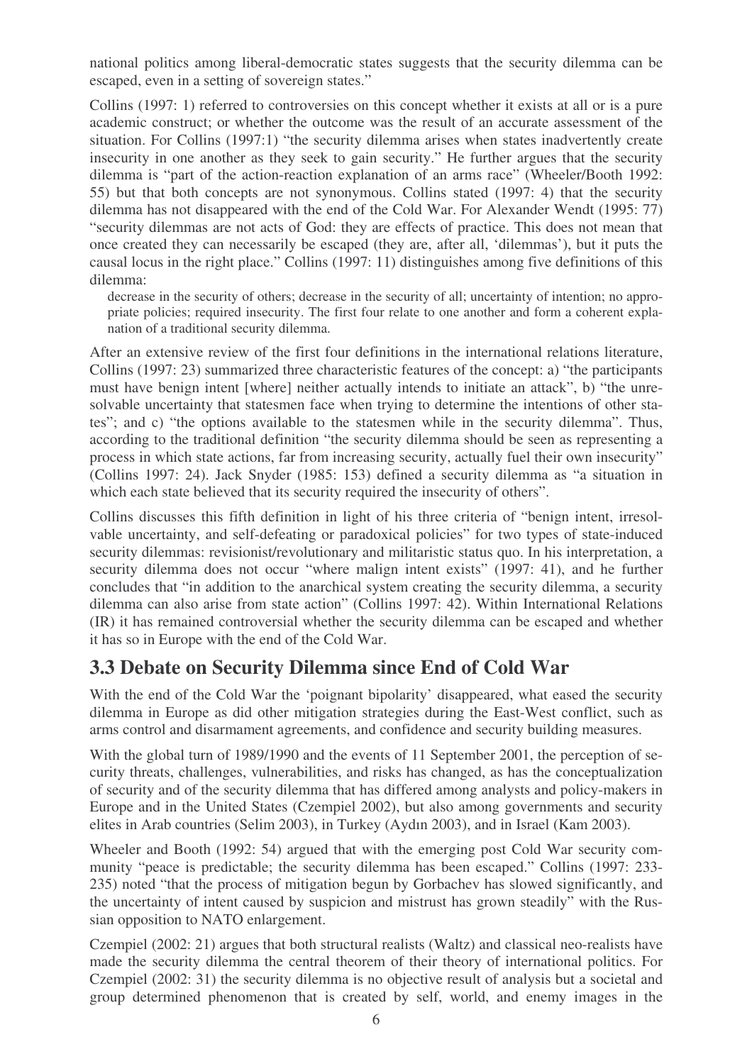national politics among liberal-democratic states suggests that the security dilemma can be escaped, even in a setting of sovereign states."

Collins (1997: 1) referred to controversies on this concept whether it exists at all or is a pure academic construct; or whether the outcome was the result of an accurate assessment of the situation. For Collins (1997:1) "the security dilemma arises when states inadvertently create insecurity in one another as they seek to gain security." He further argues that the security dilemma is "part of the action-reaction explanation of an arms race" (Wheeler/Booth 1992: 55) but that both concepts are not synonymous. Collins stated (1997: 4) that the security dilemma has not disappeared with the end of the Cold War. For Alexander Wendt (1995: 77) "security dilemmas are not acts of God: they are effects of practice. This does not mean that once created they can necessarily be escaped (they are, after all, 'dilemmas'), but it puts the causal locus in the right place." Collins (1997: 11) distinguishes among five definitions of this dilemma:

> decrease in the security of others; decrease in the security of all; uncertainty of intention; no appropriate policies; required insecurity. The first four relate to one another and form a coherent explanation of a traditional security dilemma.

After an extensive review of the first four definitions in the international relations literature, Collins (1997: 23) summarized three characteristic features of the concept: a) "the participants must have benign intent [where] neither actually intends to initiate an attack", b) "the unresolvable uncertainty that statesmen face when trying to determine the intentions of other states"; and c) "the options available to the statesmen while in the security dilemma". Thus, according to the traditional definition "the security dilemma should be seen as representing a process in which state actions, far from increasing security, actually fuel their own insecurity" (Collins 1997: 24). Jack Snyder (1985: 153) defined a security dilemma as "a situation in which each state believed that its security required the insecurity of others".

Collins discusses this fifth definition in light of his three criteria of "benign intent, irresolvable uncertainty, and self-defeating or paradoxical policies" for two types of state-induced security dilemmas: revisionist/revolutionary and militaristic status quo. In his interpretation, a security dilemma does not occur "where malign intent exists" (1997: 41), and he further concludes that "in addition to the anarchical system creating the security dilemma, a security dilemma can also arise from state action" (Collins 1997: 42). Within International Relations (IR) it has remained controversial whether the security dilemma can be escaped and whether it has so in Europe with the end of the Cold War.

## 3.3 Debate on Security Dilemma since End of Cold War

With the end of the Cold War the 'poignant bipolarity' disappeared, what eased the security dilemma in Europe as did other mitigation strategies during the East-West conflict, such as arms control and disarmament agreements, and confidence and security building measures.

With the global turn of 1989/1990 and the events of 11 September 2001, the perception of security threats, challenges, vulnerabilities, and risks has changed, as has the conceptualization of security and of the security dilemma that has differed among analysts and policy-makers in Europe and in the United States (Czempiel 2002), but also among governments and security elites in Arab countries (Selim 2003), in Turkey (Aydın 2003), and in Israel (Kam 2003).

Wheeler and Booth (1992: 54) argued that with the emerging post Cold War security community "peace is predictable; the security dilemma has been escaped." Collins (1997: 233-235) noted "that the process of mitigation begun by Gorbachev has slowed significantly, and the uncertainty of intent caused by suspicion and mistrust has grown steadily" with the Russian opposition to NATO enlargement.

Czempiel (2002: 21) argues that both structural realists (Waltz) and classical neo-realists have made the security dilemma the central theorem of their theory of international politics. For Czempiel (2002: 31) the security dilemma is no objective result of analysis but a societal and group determined phenomenon that is created by self, world, and enemy images in the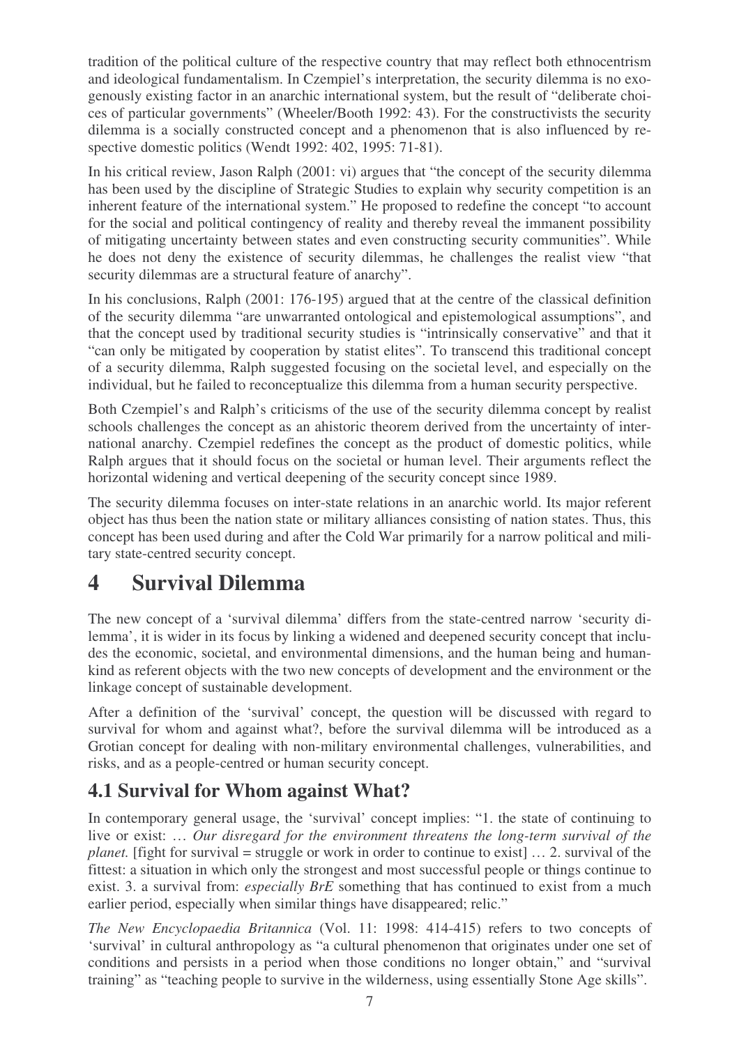tradition of the political culture of the respective country that may reflect both ethnocentrism and ideological fundamentalism. In Czempiel's interpretation, the security dilemma is no exogenously existing factor in an anarchic international system, but the result of "deliberate choices of particular governments" (Wheeler/Booth 1992: 43). For the constructivists the security dilemma is a socially constructed concept and a phenomenon that is also influenced by respective domestic politics (Wendt 1992: 402, 1995: 71-81).

In his critical review, Jason Ralph (2001: vi) argues that "the concept of the security dilemma has been used by the discipline of Strategic Studies to explain why security competition is an inherent feature of the international system." He proposed to redefine the concept "to account for the social and political contingency of reality and thereby reveal the immanent possibility of mitigating uncertainty between states and even constructing security communities". While he does not deny the existence of security dilemmas, he challenges the realist view "that security dilemmas are a structural feature of anarchy".

In his conclusions, Ralph (2001: 176-195) argued that at the centre of the classical definition of the security dilemma "are unwarranted ontological and epistemological assumptions", and that the concept used by traditional security studies is "intrinsically conservative" and that it "can only be mitigated by cooperation by statist elites". To transcend this traditional concept of a security dilemma, Ralph suggested focusing on the societal level, and especially on the individual, but he failed to reconceptualize this dilemma from a human security perspective.

Both Czempiel's and Ralph's criticisms of the use of the security dilemma concept by realist schools challenges the concept as an ahistoric theorem derived from the uncertainty of international anarchy. Czempiel redefines the concept as the product of domestic politics, while Ralph argues that it should focus on the societal or human level. Their arguments reflect the horizontal widening and vertical deepening of the security concept since 1989.

The security dilemma focuses on inter-state relations in an anarchic world. Its major referent object has thus been the nation state or military alliances consisting of nation states. Thus, this concept has been used during and after the Cold War primarily for a narrow political and military state-centred security concept.

# 4 Survival Dilemma

The new concept of a 'survival dilemma' differs from the state-centred narrow 'security dilemma', it is wider in its focus by linking a widened and deepened security concept that includes the economic, societal, and environmental dimensions, and the human being and humankind as referent objects with the two new concepts of development and the environment or the linkage concept of sustainable development.

After a definition of the 'survival' concept, the question will be discussed with regard to survival for whom and against what?, before the survival dilemma will be introduced as a Grotian concept for dealing with non-military environmental challenges, vulnerabilities, and risks, and as a people-centred or human security concept.

## 4.1 Survival for Whom against What?

In contemporary general usage, the 'survival' concept implies: "1. the state of continuing to live or exist: … *Our disregard for the environment threatens the long-term survival of the planet.* [fight for survival = struggle or work in order to continue to exist] … 2. survival of the fittest: a situation in which only the strongest and most successful people or things continue to exist. 3. a survival from: *especially BrE* something that has continued to exist from a much earlier period, especially when similar things have disappeared; relic."

*The New Encyclopaedia Britannica* (Vol. 11: 1998: 414-415) refers to two concepts of 'survival' in cultural anthropology as "a cultural phenomenon that originates under one set of conditions and persists in a period when those conditions no longer obtain," and "survival training" as "teaching people to survive in the wilderness, using essentially Stone Age skills".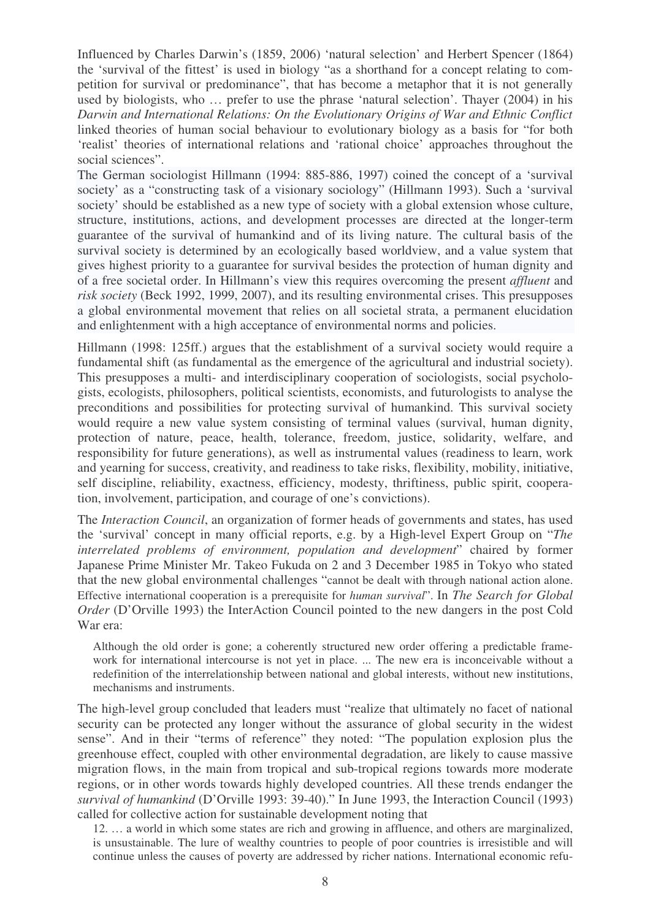Influenced by Charles Darwin's (1859, 2006) 'natural selection' and Herbert Spencer (1864) the 'survival of the fittest' is used in biology "as a shorthand for a concept relating to competition for survival or predominance", that has become a metaphor that it is not generally used by biologists, who … prefer to use the phrase 'natural selection'. Thayer (2004) in his *Darwin and International Relations: On the Evolutionary Origins of War and Ethnic Conflict* linked theories of human social behaviour to evolutionary biology as a basis for "for both 'realist' theories of international relations and 'rational choice' approaches throughout the social sciences".

The German sociologist Hillmann (1994: 885-886, 1997) coined the concept of a 'survival society' as a "constructing task of a visionary sociology" (Hillmann 1993). Such a 'survival society' should be established as a new type of society with a global extension whose culture, structure, institutions, actions, and development processes are directed at the longer-term guarantee of the survival of humankind and of its living nature. The cultural basis of the survival society is determined by an ecologically based worldview, and a value system that gives highest priority to a guarantee for survival besides the protection of human dignity and of a free societal order. In Hillmann's view this requires overcoming the present *affluent* and *risk society* (Beck 1992, 1999, 2007), and its resulting environmental crises. This presupposes a global environmental movement that relies on all societal strata, a permanent elucidation and enlightenment with a high acceptance of environmental norms and policies.

Hillmann (1998: 125ff.) argues that the establishment of a survival society would require a fundamental shift (as fundamental as the emergence of the agricultural and industrial society). This presupposes a multi- and interdisciplinary cooperation of sociologists, social psychologists, ecologists, philosophers, political scientists, economists, and futurologists to analyse the preconditions and possibilities for protecting survival of humankind. This survival society would require a new value system consisting of terminal values (survival, human dignity, protection of nature, peace, health, tolerance, freedom, justice, solidarity, welfare, and responsibility for future generations), as well as instrumental values (readiness to learn, work and yearning for success, creativity, and readiness to take risks, flexibility, mobility, initiative, self discipline, reliability, exactness, efficiency, modesty, thriftiness, public spirit, cooperation, involvement, participation, and courage of one's convictions).

The *Interaction Council*, an organization of former heads of governments and states, has used the 'survival' concept in many official reports, e.g. by a High-level Expert Group on "*The interrelated problems of environment, population and development*" chaired by former Japanese Prime Minister Mr. Takeo Fukuda on 2 and 3 December 1985 in Tokyo who stated that the new global environmental challenges "cannot be dealt with through national action alone. Effective international cooperation is a prerequisite for *human survival*". In *The Search for Global Order* (D'Orville 1993) the InterAction Council pointed to the new dangers in the post Cold War era:

> Although the old order is gone; a coherently structured new order offering a predictable framework for international intercourse is not yet in place. ... The new era is inconceivable without a redefinition of the interrelationship between national and global interests, without new institutions, mechanisms and instruments.

The high-level group concluded that leaders must "realize that ultimately no facet of national security can be protected any longer without the assurance of global security in the widest sense". And in their "terms of reference" they noted: "The population explosion plus the greenhouse effect, coupled with other environmental degradation, are likely to cause massive migration flows, in the main from tropical and sub-tropical regions towards more moderate regions, or in other words towards highly developed countries. All these trends endanger the *survival of humankind* (D'Orville 1993: 39-40)." In June 1993, the Interaction Council (1993) called for collective action for sustainable development noting that

> 12. … a world in which some states are rich and growing in affluence, and others are marginalized, is unsustainable. The lure of wealthy countries to people of poor countries is irresistible and will continue unless the causes of poverty are addressed by richer nations. International economic refu-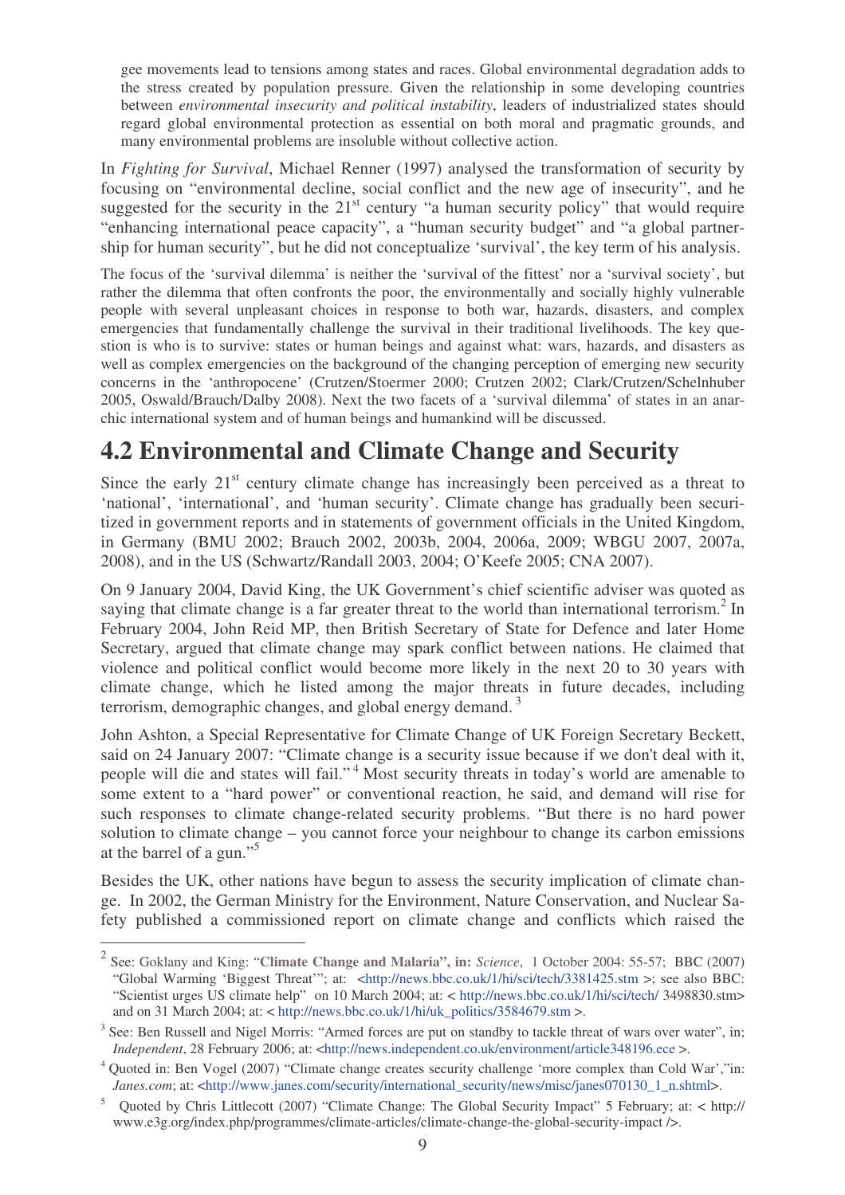gee movements lead to tensions among states and races. Global environmental degradation adds to the stress created by population pressure. Given the relationship in some developing countries between *environmental insecurity and political instability*, leaders of industrialized states should regard global environmental protection as essential on both moral and pragmatic grounds, and many environmental problems are insoluble without collective action.

In *Fighting for Survival*, Michael Renner (1997) analysed the transformation of security by focusing on "environmental decline, social conflict and the new age of insecurity", and he suggested for the security in the 21st century "a human security policy" that would require "enhancing international peace capacity", a "human security budget" and "a global partnership for human security", but he did not conceptualize 'survival', the key term of his analysis.

The focus of the 'survival dilemma' is neither the 'survival of the fittest' nor a 'survival society', but rather the dilemma that often confronts the poor, the environmentally and socially highly vulnerable people with several unpleasant choices in response to both war, hazards, disasters, and complex emergencies that fundamentally challenge the survival in their traditional livelihoods. The key question is who is to survive: states or human beings and against what: wars, hazards, and disasters as well as complex emergencies on the background of the changing perception of emerging new security concerns in the 'anthropocene' (Crutzen/Stoermer 2000; Crutzen 2002; Clark/Crutzen/Schelnhuber 2005, Oswald/Brauch/Dalby 2008). Next the two facets of a 'survival dilemma' of states in an anarchic international system and of human beings and humankind will be discussed.

## 4.2 Environmental and Climate Change and Security

Since the early 21st century climate change has increasingly been perceived as a threat to 'national', 'international', and 'human security'. Climate change has gradually been securitized in government reports and in statements of government officials in the United Kingdom, in Germany (BMU 2002; Brauch 2002, 2003b, 2004, 2006a, 2009; WBGU 2007, 2007a, 2008), and in the US (Schwartz/Randall 2003, 2004; O'Keefe 2005; CNA 2007).

On 9 January 2004, David King, the UK Government's chief scientific adviser was quoted as saying that climate change is a far greater threat to the world than international terrorism.[2] In February 2004, John Reid MP, then British Secretary of State for Defence and later Home Secretary, argued that climate change may spark conflict between nations. He claimed that violence and political conflict would become more likely in the next 20 to 30 years with climate change, which he listed among the major threats in future decades, including terrorism, demographic changes, and global energy demand.[3]

John Ashton, a Special Representative for Climate Change of UK Foreign Secretary Beckett, said on 24 January 2007: "Climate change is a security issue because if we don't deal with it, people will die and states will fail."[4] Most security threats in today's world are amenable to some extent to a "hard power" or conventional reaction, he said, and demand will rise for such responses to climate change-related security problems. "But there is no hard power solution to climate change – you cannot force your neighbour to change its carbon emissions at the barrel of a gun."[5]

Besides the UK, other nations have begun to assess the security implication of climate change. In 2002, the German Ministry for the Environment, Nature Conservation, and Nuclear Safety published a commissioned report on climate change and conflicts which raised the

---

[2] See: Goklany and King: "**Climate Change and Malaria", in:** *Science*, 1 October 2004: 55-57; BBC (2007) "Global Warming 'Biggest Threat'"; at: <http://news.bbc.co.uk/1/hi/sci/tech/3381425.stm >; see also BBC: "Scientist urges US climate help" on 10 March 2004; at: < http://news.bbc.co.uk/1/hi/sci/tech/ 3498830.stm> and on 31 March 2004; at: < http://news.bbc.co.uk/1/hi/uk_politics/3584679.stm >.

[3] See: Ben Russell and Nigel Morris: "Armed forces are put on standby to tackle threat of wars over water", in; *Independent*, 28 February 2006; at: <http://news.independent.co.uk/environment/article348196.ece >.

[4] Quoted in: Ben Vogel (2007) "Climate change creates security challenge 'more complex than Cold War',"in: *Janes.com*; at: <http://www.janes.com/security/international_security/news/misc/janes070130_1_n.shtml>.

[5] Quoted by Chris Littlecott (2007) "Climate Change: The Global Security Impact" 5 February; at: < http:// www.e3g.org/index.php/programmes/climate-articles/climate-change-the-global-security-impact />.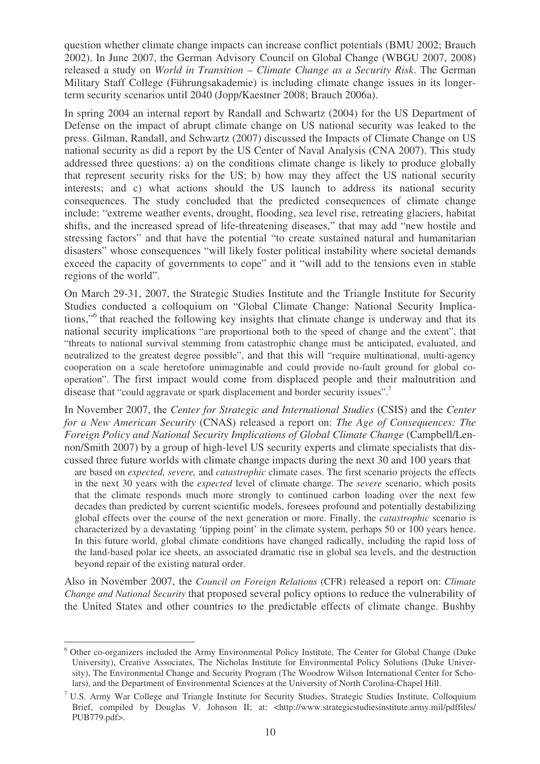question whether climate change impacts can increase conflict potentials (BMU 2002; Brauch 2002). In June 2007, the German Advisory Council on Global Change (WBGU 2007, 2008) released a study on *World in Transition – Climate Change as a Security Risk*. The German Military Staff College (Führungsakademie) is including climate change issues in its longer-term security scenarios until 2040 (Jopp/Kaestner 2008; Brauch 2006a).

In spring 2004 an internal report by Randall and Schwartz (2004) for the US Department of Defense on the impact of abrupt climate change on US national security was leaked to the press. Gilman, Randall, and Schwartz (2007) discussed the Impacts of Climate Change on US national security as did a report by the US Center of Naval Analysis (CNA 2007). This study addressed three questions: a) on the conditions climate change is likely to produce globally that represent security risks for the US; b) how may they affect the US national security interests; and c) what actions should the US launch to address its national security consequences. The study concluded that the predicted consequences of climate change include: "extreme weather events, drought, flooding, sea level rise, retreating glaciers, habitat shifts, and the increased spread of life-threatening diseases," that may add "new hostile and stressing factors" and that have the potential "to create sustained natural and humanitarian disasters" whose consequences "will likely foster political instability where societal demands exceed the capacity of governments to cope" and it "will add to the tensions even in stable regions of the world".

On March 29-31, 2007, the Strategic Studies Institute and the Triangle Institute for Security Studies conducted a colloquium on "Global Climate Change: National Security Implications,"[6] that reached the following key insights that climate change is underway and that its national security implications "are proportional both to the speed of change and the extent", that "threats to national survival stemming from catastrophic change must be anticipated, evaluated, and neutralized to the greatest degree possible", and that this will "require multinational, multi-agency cooperation on a scale heretofore unimaginable and could provide no-fault ground for global co-operation". The first impact would come from displaced people and their malnutrition and disease that "could aggravate or spark displacement and border security issues".[7]

In November 2007, the *Center for Strategic and International Studies* (CSIS) and the *Center for a New American Security* (CNAS) released a report on: *The Age of Consequences: The Foreign Policy and National Security Implications of Global Climate Change* (Campbell/Lennon/Smith 2007) by a group of high-level US security experts and climate specialists that discussed three future worlds with climate change impacts during the next 30 and 100 years that

> are based on *expected, severe,* and *catastrophic* climate cases. The first scenario projects the effects in the next 30 years with the *expected* level of climate change. The *severe* scenario, which posits that the climate responds much more strongly to continued carbon loading over the next few decades than predicted by current scientific models, foresees profound and potentially destabilizing global effects over the course of the next generation or more. Finally, the *catastrophic* scenario is characterized by a devastating 'tipping point' in the climate system, perhaps 50 or 100 years hence. In this future world, global climate conditions have changed radically, including the rapid loss of the land-based polar ice sheets, an associated dramatic rise in global sea levels, and the destruction beyond repair of the existing natural order.

Also in November 2007, the *Council on Foreign Relations* (CFR) released a report on: *Climate Change and National Security* that proposed several policy options to reduce the vulnerability of the United States and other countries to the predictable effects of climate change. Bushby

---

[6] Other co-organizers included the Army Environmental Policy Institute, The Center for Global Change (Duke University), Creative Associates, The Nicholas Institute for Environmental Policy Solutions (Duke University), The Environmental Change and Security Program (The Woodrow Wilson International Center for Scholars), and the Department of Environmental Sciences at the University of North Carolina-Chapel Hill.

[7] U.S. Army War College and Triangle Institute for Security Studies, Strategic Studies Institute, Colloquium Brief, compiled by Douglas V. Johnson II; at: <http://www.strategicstudiesinstitute.army.mil/pdffiles/PUB779.pdf>.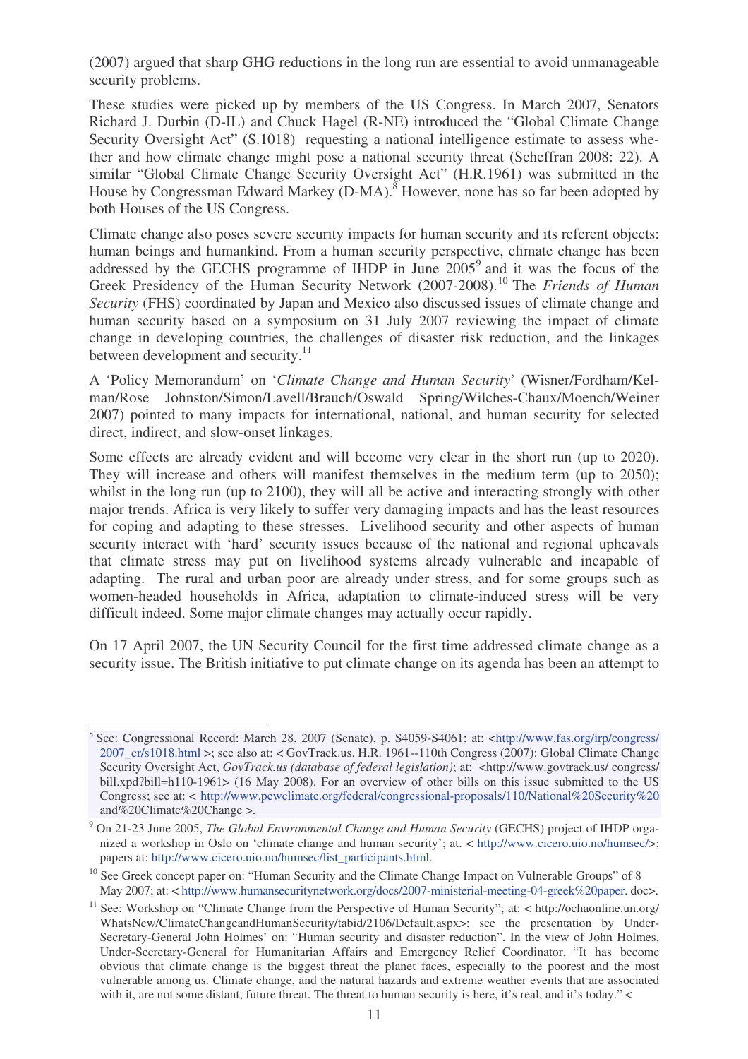(2007) argued that sharp GHG reductions in the long run are essential to avoid unmanageable security problems.

These studies were picked up by members of the US Congress. In March 2007, Senators Richard J. Durbin (D-IL) and Chuck Hagel (R-NE) introduced the "Global Climate Change Security Oversight Act" (S.1018) requesting a national intelligence estimate to assess whether and how climate change might pose a national security threat (Scheffran 2008: 22). A similar "Global Climate Change Security Oversight Act" (H.R.1961) was submitted in the House by Congressman Edward Markey (D-MA).[8] However, none has so far been adopted by both Houses of the US Congress.

Climate change also poses severe security impacts for human security and its referent objects: human beings and humankind. From a human security perspective, climate change has been addressed by the GECHS programme of IHDP in June 2005[9] and it was the focus of the Greek Presidency of the Human Security Network (2007-2008).[10] The *Friends of Human Security* (FHS) coordinated by Japan and Mexico also discussed issues of climate change and human security based on a symposium on 31 July 2007 reviewing the impact of climate change in developing countries, the challenges of disaster risk reduction, and the linkages between development and security.[11]

A 'Policy Memorandum' on '*Climate Change and Human Security*' (Wisner/Fordham/Kelman/Rose Johnston/Simon/Lavell/Brauch/Oswald Spring/Wilches-Chaux/Moench/Weiner 2007) pointed to many impacts for international, national, and human security for selected direct, indirect, and slow-onset linkages.

Some effects are already evident and will become very clear in the short run (up to 2020). They will increase and others will manifest themselves in the medium term (up to 2050); whilst in the long run (up to 2100), they will all be active and interacting strongly with other major trends. Africa is very likely to suffer very damaging impacts and has the least resources for coping and adapting to these stresses. Livelihood security and other aspects of human security interact with 'hard' security issues because of the national and regional upheavals that climate stress may put on livelihood systems already vulnerable and incapable of adapting. The rural and urban poor are already under stress, and for some groups such as women-headed households in Africa, adaptation to climate-induced stress will be very difficult indeed. Some major climate changes may actually occur rapidly.

On 17 April 2007, the UN Security Council for the first time addressed climate change as a security issue. The British initiative to put climate change on its agenda has been an attempt to

---

[8] See: Congressional Record: March 28, 2007 (Senate), p. S4059-S4061; at: <http://www.fas.org/irp/congress/2007_cr/s1018.html >; see also at: < GovTrack.us. H.R. 1961--110th Congress (2007): Global Climate Change Security Oversight Act, *GovTrack.us (database of federal legislation)*; at: <http://www.govtrack.us/ congress/bill.xpd?bill=h110-1961> (16 May 2008). For an overview of other bills on this issue submitted to the US Congress; see at: < http://www.pewclimate.org/federal/congressional-proposals/110/National%20Security%20and%20Climate%20Change >.

[9] On 21-23 June 2005, *The Global Environmental Change and Human Security* (GECHS) project of IHDP organized a workshop in Oslo on 'climate change and human security'; at. < http://www.cicero.uio.no/humsec/>; papers at: http://www.cicero.uio.no/humsec/list_participants.html.

[10] See Greek concept paper on: "Human Security and the Climate Change Impact on Vulnerable Groups" of 8 May 2007; at: < http://www.humansecuritynetwork.org/docs/2007-ministerial-meeting-04-greek%20paper. doc>.

[11] See: Workshop on "Climate Change from the Perspective of Human Security"; at: < http://ochaonline.un.org/WhatsNew/ClimateChangeandHumanSecurity/tabid/2106/Default.aspx>; see the presentation by Under-Secretary-General John Holmes' on: "Human security and disaster reduction". In the view of John Holmes, Under-Secretary-General for Humanitarian Affairs and Emergency Relief Coordinator, "It has become obvious that climate change is the biggest threat the planet faces, especially to the poorest and the most vulnerable among us. Climate change, and the natural hazards and extreme weather events that are associated with it, are not some distant, future threat. The threat to human security is here, it's real, and it's today." <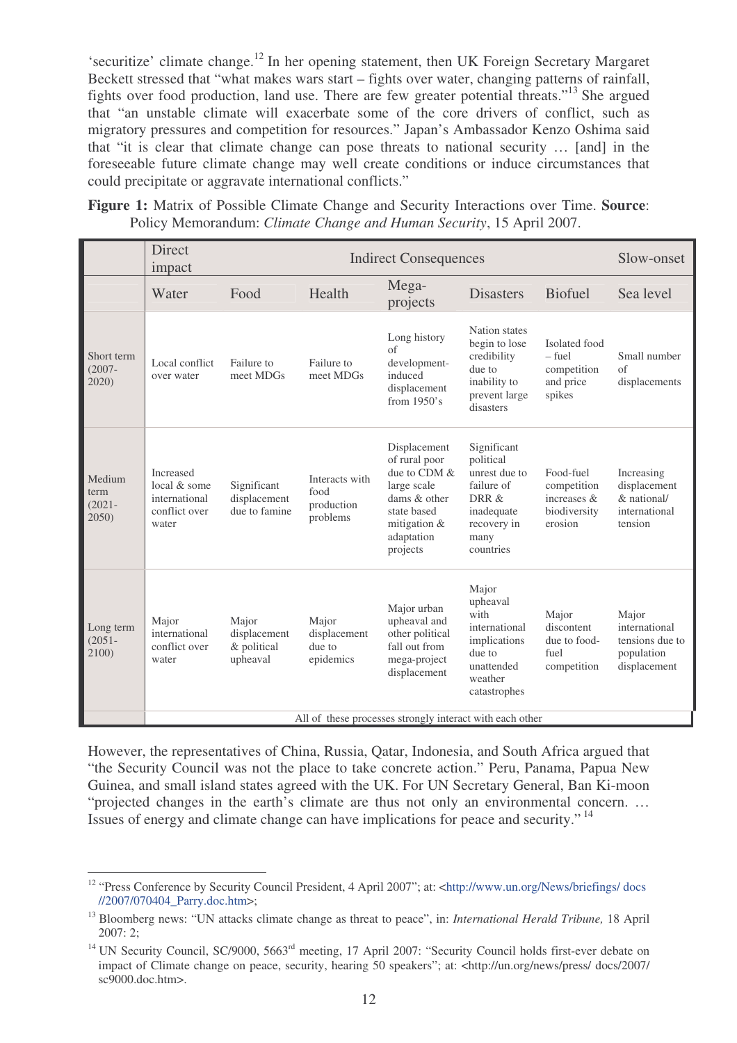'securitize' climate change.[12] In her opening statement, then UK Foreign Secretary Margaret Beckett stressed that "what makes wars start – fights over water, changing patterns of rainfall, fights over food production, land use. There are few greater potential threats."[13] She argued that "an unstable climate will exacerbate some of the core drivers of conflict, such as migratory pressures and competition for resources." Japan's Ambassador Kenzo Oshima said that "it is clear that climate change can pose threats to national security … [and] in the foreseeable future climate change may well create conditions or induce circumstances that could precipitate or aggravate international conflicts."

**Figure 1:** Matrix of Possible Climate Change and Security Interactions over Time. **Source**: Policy Memorandum: *Climate Change and Human Security*, 15 April 2007.

| | Direct impact | Indirect Consequences | | | | | Slow-onset |
|---|---|---|---|---|---|---|---|
| | Water | Food | Health | Mega-projects | Disasters | Biofuel | Sea level |
| Short term (2007-2020) | Local conflict over water | Failure to meet MDGs | Failure to meet MDGs | Long history of development-induced displacement from 1950's | Nation states begin to lose credibility due to inability to prevent large disasters | Isolated food – fuel competition and price spikes | Small number of displacements |
| Medium term (2021-2050) | Increased local & some international conflict over water | Significant displacement due to famine | Interacts with food production problems | Displacement of rural poor due to CDM & large scale dams & other state based mitigation & adaptation projects | Significant political unrest due to failure of DRR & inadequate recovery in many countries | Food-fuel competition increases & biodiversity erosion | Increasing displacement & national/ international tension |
| Long term (2051-2100) | Major international conflict over water | Major displacement & political upheaval | Major displacement due to epidemics | Major urban upheaval and other political fall out from mega-project displacement | Major upheaval with international implications due to unattended weather catastrophes | Major discontent due to food-fuel competition | Major international tensions due to population displacement |
| | All of these processes strongly interact with each other | | | | | | |

However, the representatives of China, Russia, Qatar, Indonesia, and South Africa argued that "the Security Council was not the place to take concrete action." Peru, Panama, Papua New Guinea, and small island states agreed with the UK. For UN Secretary General, Ban Ki-moon "projected changes in the earth's climate are thus not only an environmental concern. … Issues of energy and climate change can have implications for peace and security."[14]

---

[12] "Press Conference by Security Council President, 4 April 2007"; at: <http://www.un.org/News/briefings/ docs //2007/070404_Parry.doc.htm>;

[13] Bloomberg news: "UN attacks climate change as threat to peace", in: *International Herald Tribune,* 18 April 2007: 2;

[14] UN Security Council, SC/9000, 5663rd meeting, 17 April 2007: "Security Council holds first-ever debate on impact of Climate change on peace, security, hearing 50 speakers"; at: <http://un.org/news/press/ docs/2007/ sc9000.doc.htm>.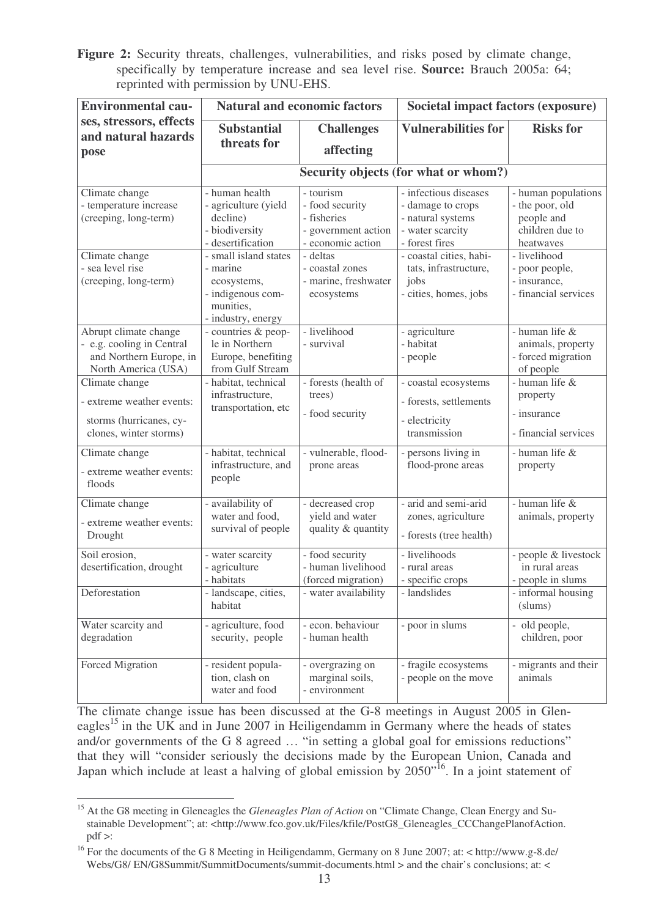**Figure 2:** Security threats, challenges, vulnerabilities, and risks posed by climate change, specifically by temperature increase and sea level rise. **Source:** Brauch 2005a: 64; reprinted with permission by UNU-EHS.

| **Environmental causes, stressors, effects and natural hazards pose** | **Natural and economic factors** | | **Societal impact factors (exposure)** | |
|---|---|---|---|---|
| | **Substantial threats for** | **Challenges affecting** | **Vulnerabilities for** | **Risks for** |
| | **Security objects (for what or whom?)** | | | |
| Climate change<br>- temperature increase (creeping, long-term) | - human health<br>- agriculture (yield decline)<br>- biodiversity<br>- desertification | - tourism<br>- food security<br>- fisheries<br>- government action<br>- economic action | - infectious diseases<br>- damage to crops<br>- natural systems<br>- water scarcity<br>- forest fires | - human populations<br>- the poor, old people and children due to heatwaves |
| Climate change<br>- sea level rise (creeping, long-term) | - small island states<br>- marine ecosystems,<br>- indigenous communities,<br>- industry, energy | - deltas<br>- coastal zones<br>- marine, freshwater ecosystems | - coastal cities, habitats, infrastructure, jobs<br>- cities, homes, jobs | - livelihood<br>- poor people,<br>- insurance,<br>- financial services |
| Abrupt climate change<br>- e.g. cooling in Central and Northern Europe, in North America (USA) | - countries & people in Northern Europe, benefiting from Gulf Stream | - livelihood<br>- survival | - agriculture<br>- habitat<br>- people | - human life & animals, property<br>- forced migration of people |
| Climate change<br>- extreme weather events: storms (hurricanes, cyclones, winter storms) | - habitat, technical infrastructure, transportation, etc | - forests (health of trees)<br>- food security | - coastal ecosystems<br>- forests, settlements<br>- electricity transmission | - human life & property<br>- insurance<br>- financial services |
| Climate change<br>- extreme weather events: floods | - habitat, technical infrastructure, and people | - vulnerable, flood-prone areas | - persons living in flood-prone areas | - human life & property |
| Climate change<br>- extreme weather events: Drought | - availability of water and food, survival of people | - decreased crop yield and water quality & quantity | - arid and semi-arid zones, agriculture<br>- forests (tree health) | - human life & animals, property |
| Soil erosion, desertification, drought | - water scarcity<br>- agriculture<br>- habitats | - food security<br>- human livelihood (forced migration) | - livelihoods<br>- rural areas<br>- specific crops | - people & livestock in rural areas<br>- people in slums |
| Deforestation | - landscape, cities, habitat | - water availability | - landslides | - informal housing (slums) |
| Water scarcity and degradation | - agriculture, food security, people | - econ. behaviour<br>- human health | - poor in slums | - old people, children, poor |
| Forced Migration | - resident population, clash on water and food | - overgrazing on marginal soils,<br>- environment | - fragile ecosystems<br>- people on the move | - migrants and their animals |

The climate change issue has been discussed at the G-8 meetings in August 2005 in Gleneagles[15] in the UK and in June 2007 in Heiligendamm in Germany where the heads of states and/or governments of the G 8 agreed … "in setting a global goal for emissions reductions" that they will "consider seriously the decisions made by the European Union, Canada and Japan which include at least a halving of global emission by 2050"[16]. In a joint statement of

[15] At the G8 meeting in Gleneagles the *Gleneagles Plan of Action* on "Climate Change, Clean Energy and Sustainable Development"; at: <http://www.fco.gov.uk/Files/kfile/PostG8_Gleneagles_CCChangePlanofAction.pdf >:

[16] For the documents of the G 8 Meeting in Heiligendamm, Germany on 8 June 2007; at: < http://www.g-8.de/Webs/G8/ EN/G8Summit/SummitDocuments/summit-documents.html > and the chair's conclusions; at: <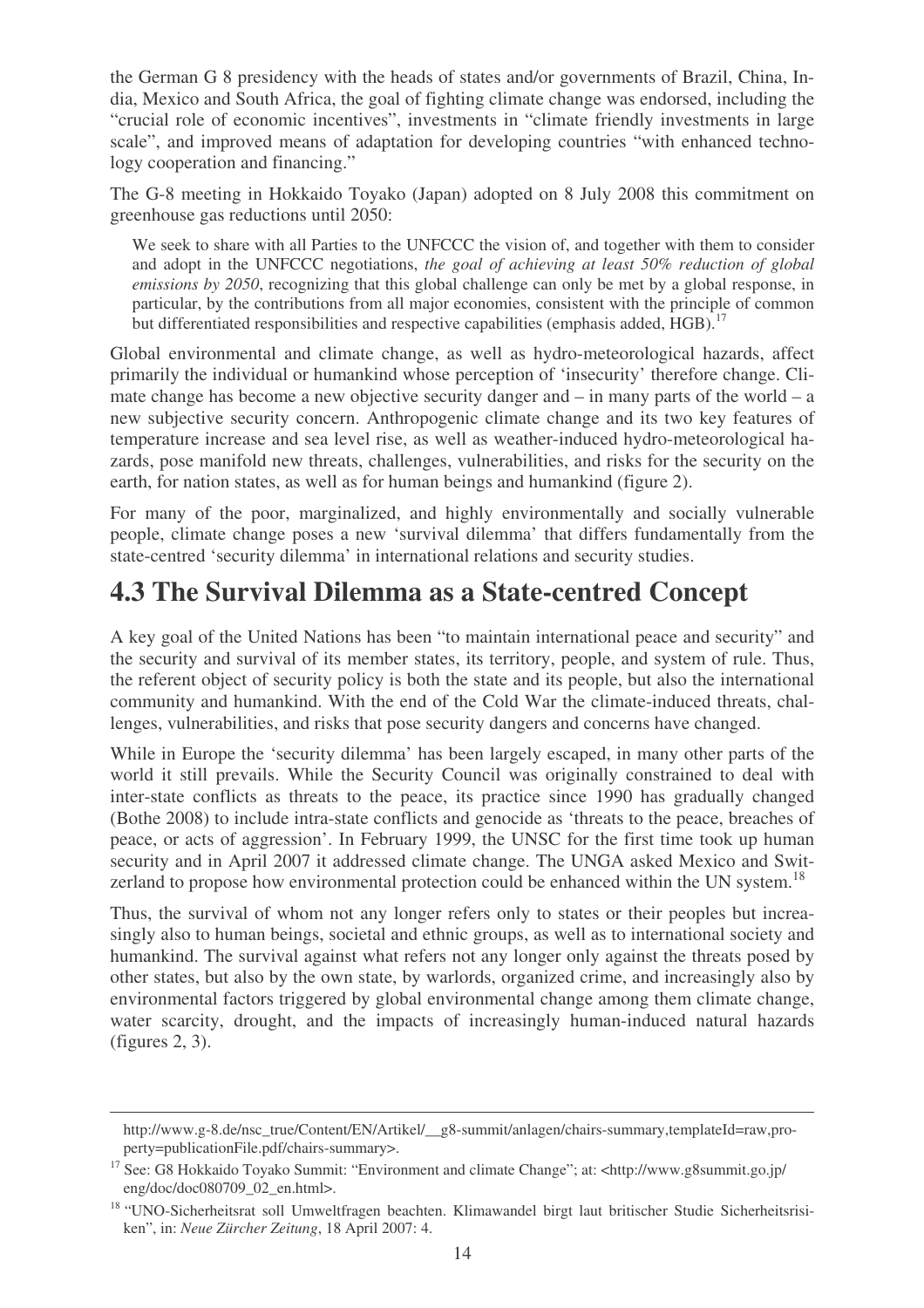the German G 8 presidency with the heads of states and/or governments of Brazil, China, India, Mexico and South Africa, the goal of fighting climate change was endorsed, including the "crucial role of economic incentives", investments in "climate friendly investments in large scale", and improved means of adaptation for developing countries "with enhanced technology cooperation and financing."

The G-8 meeting in Hokkaido Toyako (Japan) adopted on 8 July 2008 this commitment on greenhouse gas reductions until 2050:

> We seek to share with all Parties to the UNFCCC the vision of, and together with them to consider and adopt in the UNFCCC negotiations, *the goal of achieving at least 50% reduction of global emissions by 2050*, recognizing that this global challenge can only be met by a global response, in particular, by the contributions from all major economies, consistent with the principle of common but differentiated responsibilities and respective capabilities (emphasis added, HGB).[17]

Global environmental and climate change, as well as hydro-meteorological hazards, affect primarily the individual or humankind whose perception of 'insecurity' therefore change. Climate change has become a new objective security danger and – in many parts of the world – a new subjective security concern. Anthropogenic climate change and its two key features of temperature increase and sea level rise, as well as weather-induced hydro-meteorological hazards, pose manifold new threats, challenges, vulnerabilities, and risks for the security on the earth, for nation states, as well as for human beings and humankind (figure 2).

For many of the poor, marginalized, and highly environmentally and socially vulnerable people, climate change poses a new 'survival dilemma' that differs fundamentally from the state-centred 'security dilemma' in international relations and security studies.

## 4.3 The Survival Dilemma as a State-centred Concept

A key goal of the United Nations has been "to maintain international peace and security" and the security and survival of its member states, its territory, people, and system of rule. Thus, the referent object of security policy is both the state and its people, but also the international community and humankind. With the end of the Cold War the climate-induced threats, challenges, vulnerabilities, and risks that pose security dangers and concerns have changed.

While in Europe the 'security dilemma' has been largely escaped, in many other parts of the world it still prevails. While the Security Council was originally constrained to deal with inter-state conflicts as threats to the peace, its practice since 1990 has gradually changed (Bothe 2008) to include intra-state conflicts and genocide as 'threats to the peace, breaches of peace, or acts of aggression'. In February 1999, the UNSC for the first time took up human security and in April 2007 it addressed climate change. The UNGA asked Mexico and Switzerland to propose how environmental protection could be enhanced within the UN system.[18]

Thus, the survival of whom not any longer refers only to states or their peoples but increasingly also to human beings, societal and ethnic groups, as well as to international society and humankind. The survival against what refers not any longer only against the threats posed by other states, but also by the own state, by warlords, organized crime, and increasingly also by environmental factors triggered by global environmental change among them climate change, water scarcity, drought, and the impacts of increasingly human-induced natural hazards (figures 2, 3).

---

http://www.g-8.de/nsc_true/Content/EN/Artikel/__g8-summit/anlagen/chairs-summary,templateId=raw,property=publicationFile.pdf/chairs-summary>.

[17] See: G8 Hokkaido Toyako Summit: "Environment and climate Change"; at: <http://www.g8summit.go.jp/eng/doc/doc080709_02_en.html>.

[18] "UNO-Sicherheitsrat soll Umweltfragen beachten. Klimawandel birgt laut britischer Studie Sicherheitsrisiken", in: *Neue Zürcher Zeitung*, 18 April 2007: 4.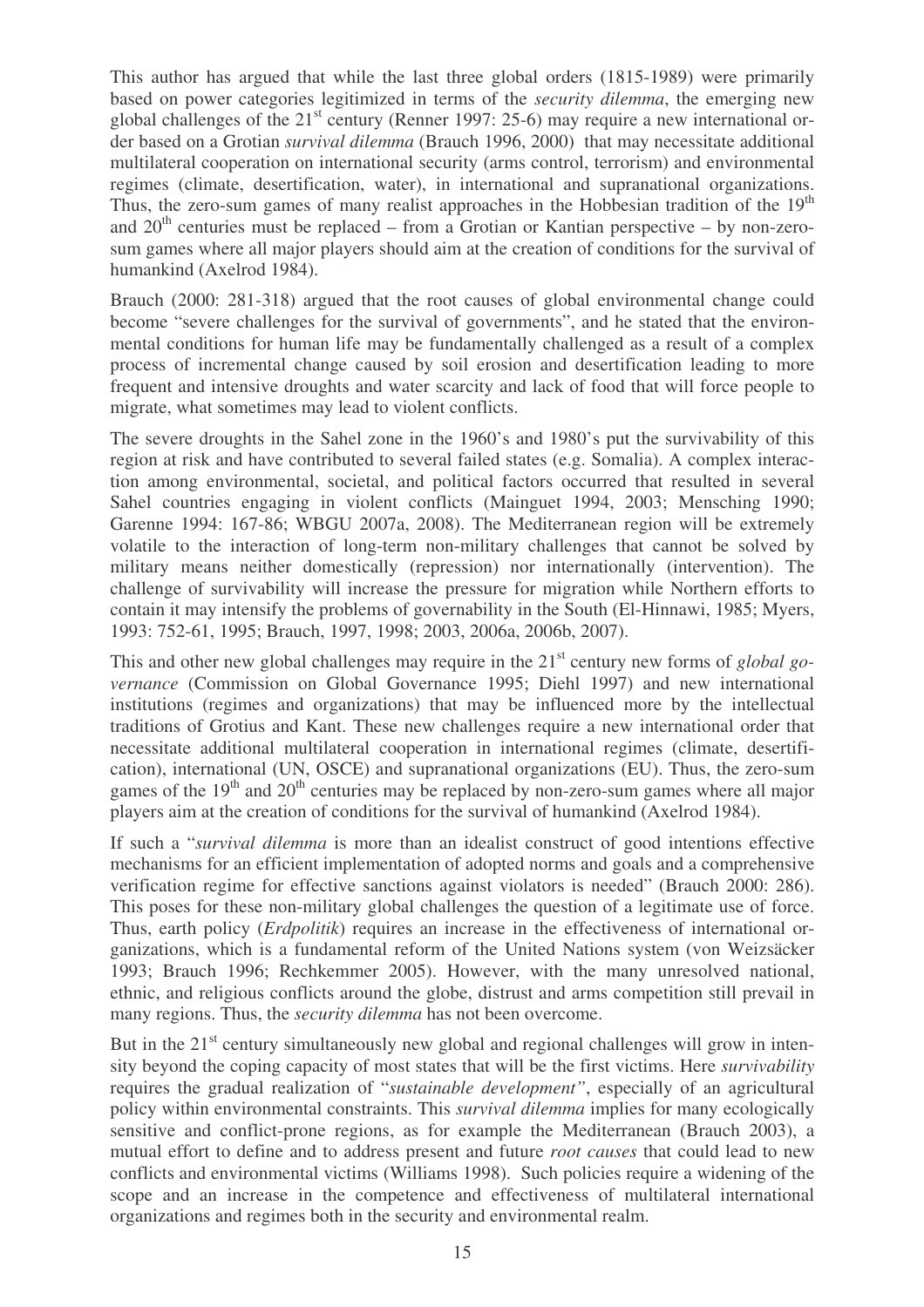This author has argued that while the last three global orders (1815-1989) were primarily based on power categories legitimized in terms of the *security dilemma*, the emerging new global challenges of the 21st century (Renner 1997: 25-6) may require a new international order based on a Grotian *survival dilemma* (Brauch 1996, 2000) that may necessitate additional multilateral cooperation on international security (arms control, terrorism) and environmental regimes (climate, desertification, water), in international and supranational organizations. Thus, the zero-sum games of many realist approaches in the Hobbesian tradition of the 19th and 20th centuries must be replaced – from a Grotian or Kantian perspective – by non-zero-sum games where all major players should aim at the creation of conditions for the survival of humankind (Axelrod 1984).

Brauch (2000: 281-318) argued that the root causes of global environmental change could become "severe challenges for the survival of governments", and he stated that the environmental conditions for human life may be fundamentally challenged as a result of a complex process of incremental change caused by soil erosion and desertification leading to more frequent and intensive droughts and water scarcity and lack of food that will force people to migrate, what sometimes may lead to violent conflicts.

The severe droughts in the Sahel zone in the 1960's and 1980's put the survivability of this region at risk and have contributed to several failed states (e.g. Somalia). A complex interaction among environmental, societal, and political factors occurred that resulted in several Sahel countries engaging in violent conflicts (Mainguet 1994, 2003; Mensching 1990; Garenne 1994: 167-86; WBGU 2007a, 2008). The Mediterranean region will be extremely volatile to the interaction of long-term non-military challenges that cannot be solved by military means neither domestically (repression) nor internationally (intervention). The challenge of survivability will increase the pressure for migration while Northern efforts to contain it may intensify the problems of governability in the South (El-Hinnawi, 1985; Myers, 1993: 752-61, 1995; Brauch, 1997, 1998; 2003, 2006a, 2006b, 2007).

This and other new global challenges may require in the 21st century new forms of *global governance* (Commission on Global Governance 1995; Diehl 1997) and new international institutions (regimes and organizations) that may be influenced more by the intellectual traditions of Grotius and Kant. These new challenges require a new international order that necessitate additional multilateral cooperation in international regimes (climate, desertification), international (UN, OSCE) and supranational organizations (EU). Thus, the zero-sum games of the 19th and 20th centuries may be replaced by non-zero-sum games where all major players aim at the creation of conditions for the survival of humankind (Axelrod 1984).

If such a "*survival dilemma* is more than an idealist construct of good intentions effective mechanisms for an efficient implementation of adopted norms and goals and a comprehensive verification regime for effective sanctions against violators is needed" (Brauch 2000: 286). This poses for these non-military global challenges the question of a legitimate use of force. Thus, earth policy (*Erdpolitik*) requires an increase in the effectiveness of international organizations, which is a fundamental reform of the United Nations system (von Weizsäcker 1993; Brauch 1996; Rechkemmer 2005). However, with the many unresolved national, ethnic, and religious conflicts around the globe, distrust and arms competition still prevail in many regions. Thus, the *security dilemma* has not been overcome.

But in the 21st century simultaneously new global and regional challenges will grow in intensity beyond the coping capacity of most states that will be the first victims. Here *survivability* requires the gradual realization of "*sustainable development"*, especially of an agricultural policy within environmental constraints. This *survival dilemma* implies for many ecologically sensitive and conflict-prone regions, as for example the Mediterranean (Brauch 2003), a mutual effort to define and to address present and future *root causes* that could lead to new conflicts and environmental victims (Williams 1998). Such policies require a widening of the scope and an increase in the competence and effectiveness of multilateral international organizations and regimes both in the security and environmental realm.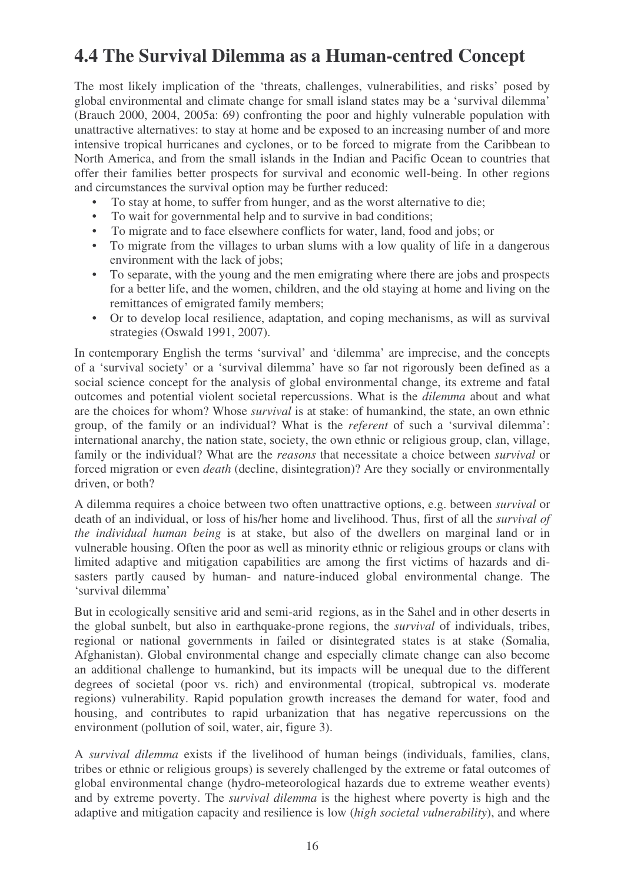## 4.4 The Survival Dilemma as a Human-centred Concept

The most likely implication of the 'threats, challenges, vulnerabilities, and risks' posed by global environmental and climate change for small island states may be a 'survival dilemma' (Brauch 2000, 2004, 2005a: 69) confronting the poor and highly vulnerable population with unattractive alternatives: to stay at home and be exposed to an increasing number of and more intensive tropical hurricanes and cyclones, or to be forced to migrate from the Caribbean to North America, and from the small islands in the Indian and Pacific Ocean to countries that offer their families better prospects for survival and economic well-being. In other regions and circumstances the survival option may be further reduced:

- To stay at home, to suffer from hunger, and as the worst alternative to die;
- To wait for governmental help and to survive in bad conditions;
- To migrate and to face elsewhere conflicts for water, land, food and jobs; or
- To migrate from the villages to urban slums with a low quality of life in a dangerous environment with the lack of jobs;
- To separate, with the young and the men emigrating where there are jobs and prospects for a better life, and the women, children, and the old staying at home and living on the remittances of emigrated family members;
- Or to develop local resilience, adaptation, and coping mechanisms, as will as survival strategies (Oswald 1991, 2007).

In contemporary English the terms 'survival' and 'dilemma' are imprecise, and the concepts of a 'survival society' or a 'survival dilemma' have so far not rigorously been defined as a social science concept for the analysis of global environmental change, its extreme and fatal outcomes and potential violent societal repercussions. What is the *dilemma* about and what are the choices for whom? Whose *survival* is at stake: of humankind, the state, an own ethnic group, of the family or an individual? What is the *referent* of such a 'survival dilemma': international anarchy, the nation state, society, the own ethnic or religious group, clan, village, family or the individual? What are the *reasons* that necessitate a choice between *survival* or forced migration or even *death* (decline, disintegration)? Are they socially or environmentally driven, or both?

A dilemma requires a choice between two often unattractive options, e.g. between *survival* or death of an individual, or loss of his/her home and livelihood. Thus, first of all the *survival of the individual human being* is at stake, but also of the dwellers on marginal land or in vulnerable housing. Often the poor as well as minority ethnic or religious groups or clans with limited adaptive and mitigation capabilities are among the first victims of hazards and disasters partly caused by human- and nature-induced global environmental change. The 'survival dilemma'

But in ecologically sensitive arid and semi-arid regions, as in the Sahel and in other deserts in the global sunbelt, but also in earthquake-prone regions, the *survival* of individuals, tribes, regional or national governments in failed or disintegrated states is at stake (Somalia, Afghanistan). Global environmental change and especially climate change can also become an additional challenge to humankind, but its impacts will be unequal due to the different degrees of societal (poor vs. rich) and environmental (tropical, subtropical vs. moderate regions) vulnerability. Rapid population growth increases the demand for water, food and housing, and contributes to rapid urbanization that has negative repercussions on the environment (pollution of soil, water, air, figure 3).

A *survival dilemma* exists if the livelihood of human beings (individuals, families, clans, tribes or ethnic or religious groups) is severely challenged by the extreme or fatal outcomes of global environmental change (hydro-meteorological hazards due to extreme weather events) and by extreme poverty. The *survival dilemma* is the highest where poverty is high and the adaptive and mitigation capacity and resilience is low (*high societal vulnerability*), and where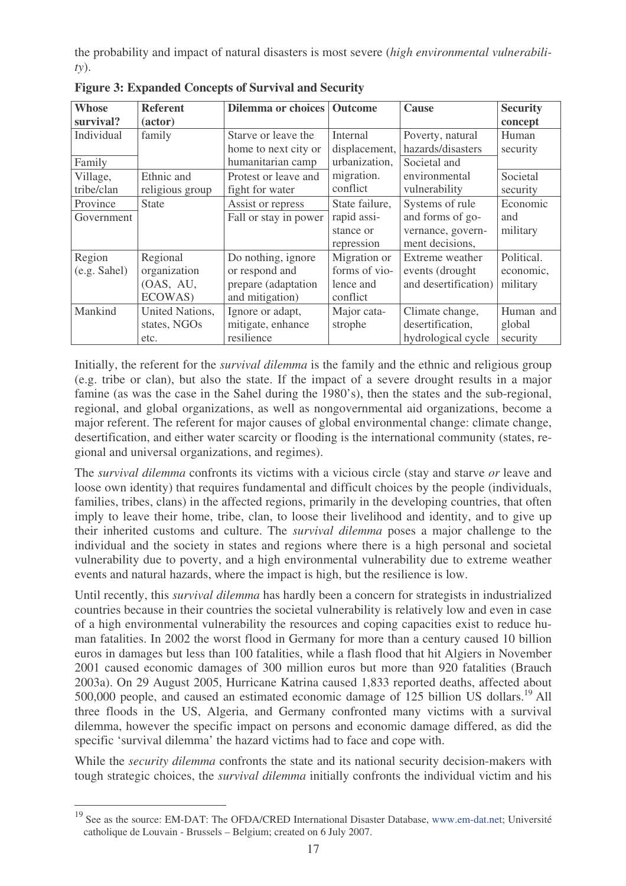the probability and impact of natural disasters is most severe (*high environmental vulnerability*).

**Figure 3: Expanded Concepts of Survival and Security**

| Whose survival? | Referent (actor) | Dilemma or choices | Outcome | Cause | Security concept |
|---|---|---|---|---|---|
| Individual | family | Starve or leave the home to next city or humanitarian camp | Internal displacement, urbanization, migration. conflict | Poverty, natural hazards/disasters | Human security |
| Family | | | | Societal and environmental vulnerability | |
| Village, tribe/clan | Ethnic and religious group | Protest or leave and fight for water | | | Societal security |
| Province | State | Assist or repress | State failure, rapid assistance or repression | Systems of rule and forms of governance, government decisions, | Economic and military |
| Government | | Fall or stay in power | | | |
| Region (e.g. Sahel) | Regional organization (OAS, AU, ECOWAS) | Do nothing, ignore or respond and prepare (adaptation and mitigation) | Migration or forms of violence and conflict | Extreme weather events (drought and desertification) | Political. economic, military |
| Mankind | United Nations, states, NGOs etc. | Ignore or adapt, mitigate, enhance resilience | Major catastrophe | Climate change, desertification, hydrological cycle | Human and global security |

Initially, the referent for the *survival dilemma* is the family and the ethnic and religious group (e.g. tribe or clan), but also the state. If the impact of a severe drought results in a major famine (as was the case in the Sahel during the 1980's), then the states and the sub-regional, regional, and global organizations, as well as nongovernmental aid organizations, become a major referent. The referent for major causes of global environmental change: climate change, desertification, and either water scarcity or flooding is the international community (states, regional and universal organizations, and regimes).

The *survival dilemma* confronts its victims with a vicious circle (stay and starve *or* leave and loose own identity) that requires fundamental and difficult choices by the people (individuals, families, tribes, clans) in the affected regions, primarily in the developing countries, that often imply to leave their home, tribe, clan, to loose their livelihood and identity, and to give up their inherited customs and culture. The *survival dilemma* poses a major challenge to the individual and the society in states and regions where there is a high personal and societal vulnerability due to poverty, and a high environmental vulnerability due to extreme weather events and natural hazards, where the impact is high, but the resilience is low.

Until recently, this *survival dilemma* has hardly been a concern for strategists in industrialized countries because in their countries the societal vulnerability is relatively low and even in case of a high environmental vulnerability the resources and coping capacities exist to reduce human fatalities. In 2002 the worst flood in Germany for more than a century caused 10 billion euros in damages but less than 100 fatalities, while a flash flood that hit Algiers in November 2001 caused economic damages of 300 million euros but more than 920 fatalities (Brauch 2003a). On 29 August 2005, Hurricane Katrina caused 1,833 reported deaths, affected about 500,000 people, and caused an estimated economic damage of 125 billion US dollars.[19] All three floods in the US, Algeria, and Germany confronted many victims with a survival dilemma, however the specific impact on persons and economic damage differed, as did the specific 'survival dilemma' the hazard victims had to face and cope with.

While the *security dilemma* confronts the state and its national security decision-makers with tough strategic choices, the *survival dilemma* initially confronts the individual victim and his

[19] See as the source: EM-DAT: The OFDA/CRED International Disaster Database, www.em-dat.net; Université catholique de Louvain - Brussels – Belgium; created on 6 July 2007.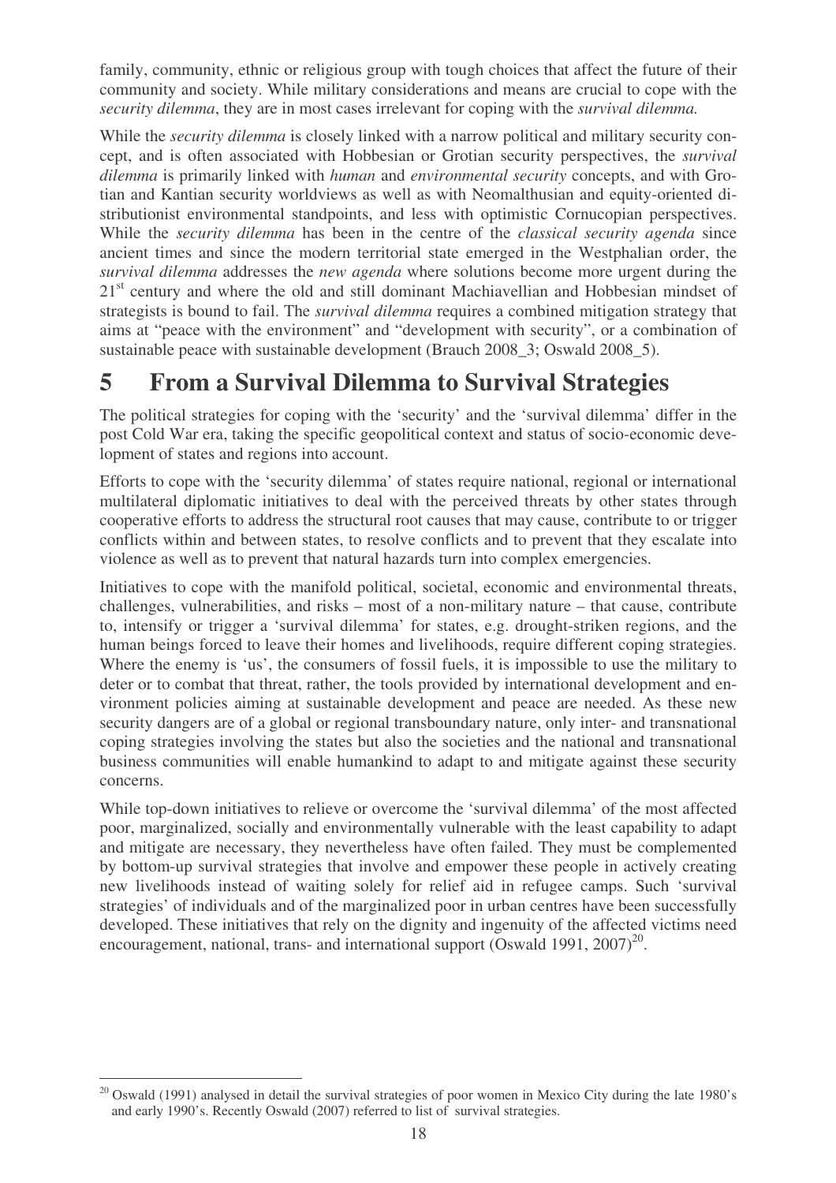family, community, ethnic or religious group with tough choices that affect the future of their community and society. While military considerations and means are crucial to cope with the *security dilemma*, they are in most cases irrelevant for coping with the *survival dilemma.*

While the *security dilemma* is closely linked with a narrow political and military security concept, and is often associated with Hobbesian or Grotian security perspectives, the *survival dilemma* is primarily linked with *human* and *environmental security* concepts, and with Grotian and Kantian security worldviews as well as with Neomalthusian and equity-oriented distributionist environmental standpoints, and less with optimistic Cornucopian perspectives. While the *security dilemma* has been in the centre of the *classical security agenda* since ancient times and since the modern territorial state emerged in the Westphalian order, the *survival dilemma* addresses the *new agenda* where solutions become more urgent during the 21st century and where the old and still dominant Machiavellian and Hobbesian mindset of strategists is bound to fail. The *survival dilemma* requires a combined mitigation strategy that aims at "peace with the environment" and "development with security", or a combination of sustainable peace with sustainable development (Brauch 2008_3; Oswald 2008_5).

# 5 From a Survival Dilemma to Survival Strategies

The political strategies for coping with the 'security' and the 'survival dilemma' differ in the post Cold War era, taking the specific geopolitical context and status of socio-economic development of states and regions into account.

Efforts to cope with the 'security dilemma' of states require national, regional or international multilateral diplomatic initiatives to deal with the perceived threats by other states through cooperative efforts to address the structural root causes that may cause, contribute to or trigger conflicts within and between states, to resolve conflicts and to prevent that they escalate into violence as well as to prevent that natural hazards turn into complex emergencies.

Initiatives to cope with the manifold political, societal, economic and environmental threats, challenges, vulnerabilities, and risks – most of a non-military nature – that cause, contribute to, intensify or trigger a 'survival dilemma' for states, e.g. drought-striken regions, and the human beings forced to leave their homes and livelihoods, require different coping strategies. Where the enemy is 'us', the consumers of fossil fuels, it is impossible to use the military to deter or to combat that threat, rather, the tools provided by international development and environment policies aiming at sustainable development and peace are needed. As these new security dangers are of a global or regional transboundary nature, only inter- and transnational coping strategies involving the states but also the societies and the national and transnational business communities will enable humankind to adapt to and mitigate against these security concerns.

While top-down initiatives to relieve or overcome the 'survival dilemma' of the most affected poor, marginalized, socially and environmentally vulnerable with the least capability to adapt and mitigate are necessary, they nevertheless have often failed. They must be complemented by bottom-up survival strategies that involve and empower these people in actively creating new livelihoods instead of waiting solely for relief aid in refugee camps. Such 'survival strategies' of individuals and of the marginalized poor in urban centres have been successfully developed. These initiatives that rely on the dignity and ingenuity of the affected victims need encouragement, national, trans- and international support (Oswald 1991, 2007)[20].

---

[20] Oswald (1991) analysed in detail the survival strategies of poor women in Mexico City during the late 1980's and early 1990's. Recently Oswald (2007) referred to list of survival strategies.